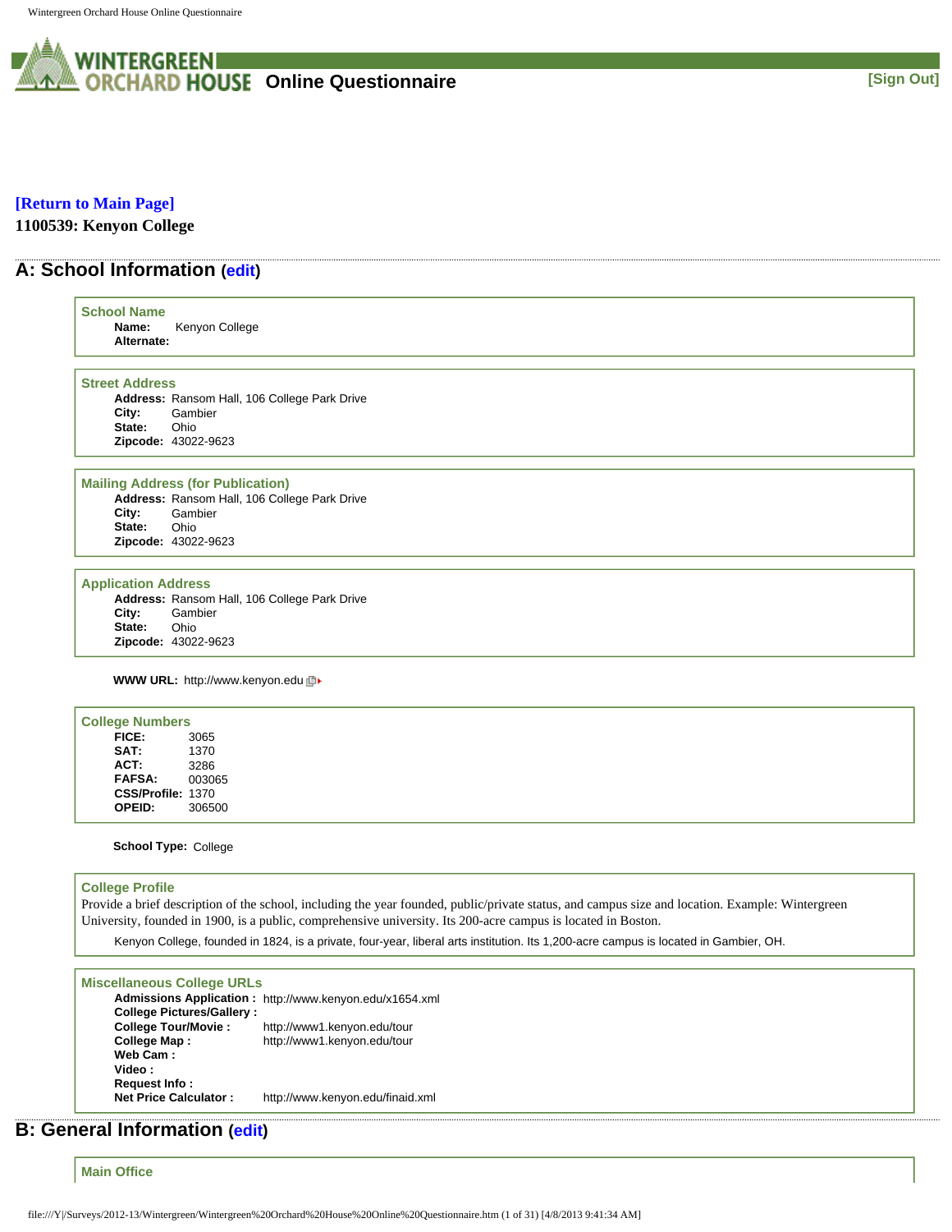# WINTERGREEN ORCHARD HOUSE Online Questionnaire

[Sign Out]

[Return to Main Page]

**1100539: Kenyon College**

## A: School Information (edit)

### School Name

**Name:** Kenyon College
**Alternate:**

### Street Address

**Address:** Ransom Hall, 106 College Park Drive
**City:** Gambier
**State:** Ohio
**Zipcode:** 43022-9623

### Mailing Address (for Publication)

**Address:** Ransom Hall, 106 College Park Drive
**City:** Gambier
**State:** Ohio
**Zipcode:** 43022-9623

### Application Address

**Address:** Ransom Hall, 106 College Park Drive
**City:** Gambier
**State:** Ohio
**Zipcode:** 43022-9623

**WWW URL:** http://www.kenyon.edu

### College Numbers

**FICE:** 3065
**SAT:** 1370
**ACT:** 3286
**FAFSA:** 003065
**CSS/Profile:** 1370
**OPEID:** 306500

**School Type:** College

### College Profile

Provide a brief description of the school, including the year founded, public/private status, and campus size and location. Example: Wintergreen University, founded in 1900, is a public, comprehensive university. Its 200-acre campus is located in Boston.

Kenyon College, founded in 1824, is a private, four-year, liberal arts institution. Its 1,200-acre campus is located in Gambier, OH.

### Miscellaneous College URLs

**Admissions Application :** http://www.kenyon.edu/x1654.xml
**College Pictures/Gallery :**
**College Tour/Movie :** http://www1.kenyon.edu/tour
**College Map :** http://www1.kenyon.edu/tour
**Web Cam :**
**Video :**
**Request Info :**
**Net Price Calculator :** http://www.kenyon.edu/finaid.xml

## B: General Information (edit)

### Main Office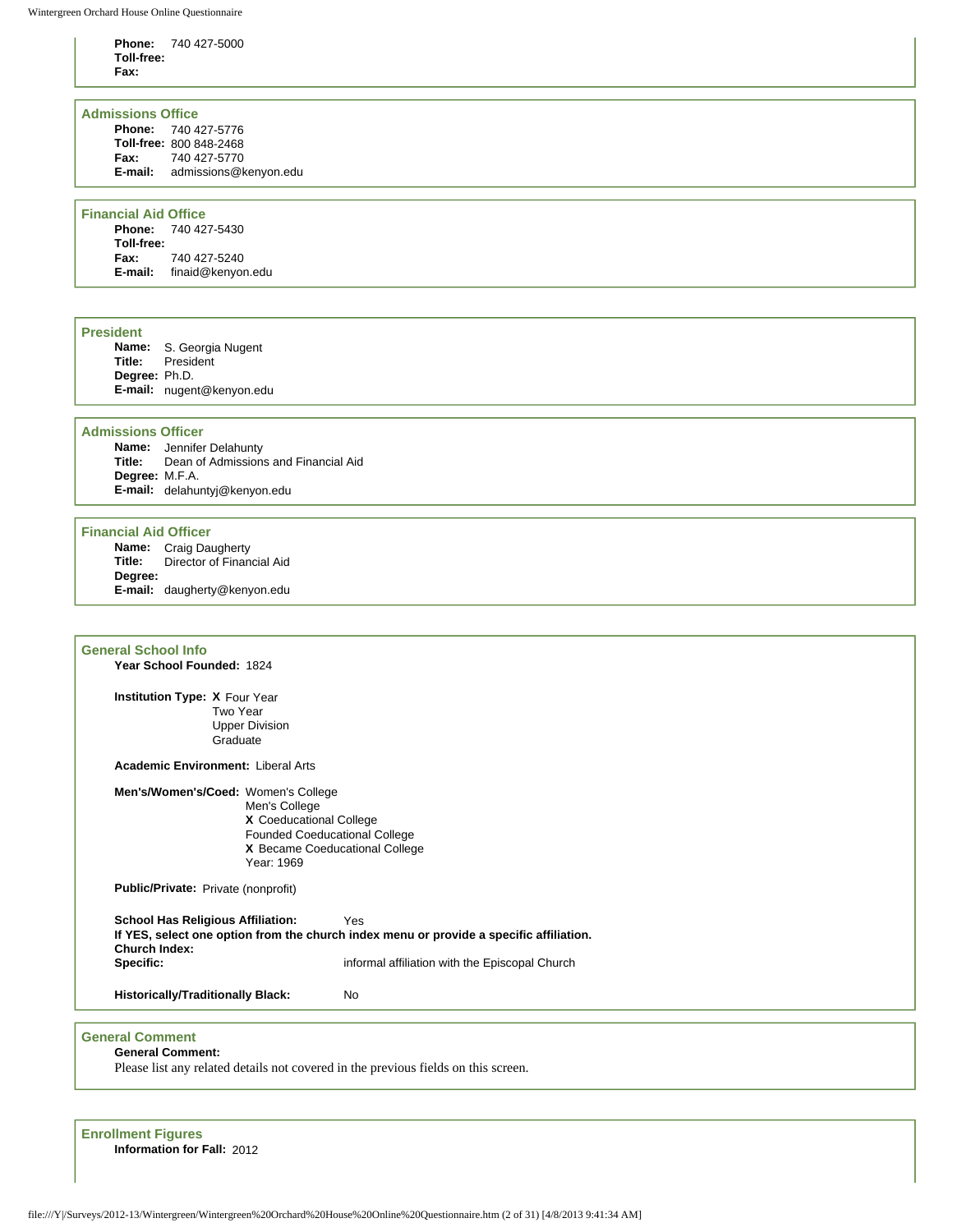**Phone:** 740 427-5000
**Toll-free:**
**Fax:**

### Admissions Office

**Phone:** 740 427-5776
**Toll-free:** 800 848-2468
**Fax:** 740 427-5770
**E-mail:** admissions@kenyon.edu

### Financial Aid Office

**Phone:** 740 427-5430
**Toll-free:**
**Fax:** 740 427-5240
**E-mail:** finaid@kenyon.edu

### President

**Name:** S. Georgia Nugent
**Title:** President
**Degree:** Ph.D.
**E-mail:** nugent@kenyon.edu

### Admissions Officer

**Name:** Jennifer Delahunty
**Title:** Dean of Admissions and Financial Aid
**Degree:** M.F.A.
**E-mail:** delahuntyj@kenyon.edu

### Financial Aid Officer

**Name:** Craig Daugherty
**Title:** Director of Financial Aid
**Degree:**
**E-mail:** daugherty@kenyon.edu

### General School Info

**Year School Founded:** 1824

**Institution Type:**
- **X** Four Year
- Two Year
- Upper Division
- Graduate

**Academic Environment:** Liberal Arts

**Men's/Women's/Coed:**
- Women's College
- Men's College
- **X** Coeducational College
- Founded Coeducational College
- **X** Became Coeducational College
- Year: 1969

**Public/Private:** Private (nonprofit)

**School Has Religious Affiliation:** Yes
**If YES, select one option from the church index menu or provide a specific affiliation.**
**Church Index:**
**Specific:** informal affiliation with the Episcopal Church

**Historically/Traditionally Black:** No

### General Comment

**General Comment:**
Please list any related details not covered in the previous fields on this screen.

### Enrollment Figures

**Information for Fall:** 2012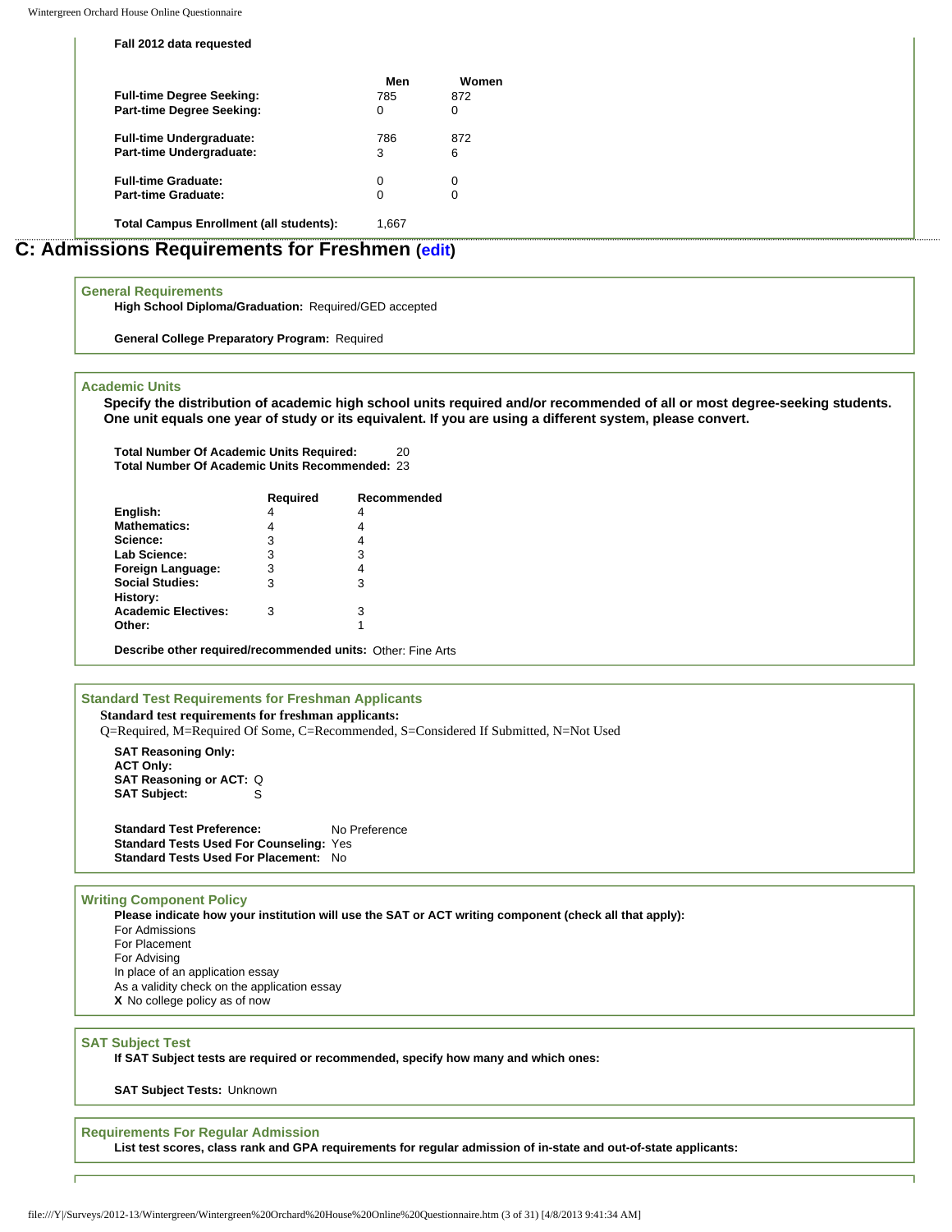**Fall 2012 data requested**

| | Men | Women |
|---|---|---|
| **Full-time Degree Seeking:** | 785 | 872 |
| **Part-time Degree Seeking:** | 0 | 0 |
| **Full-time Undergraduate:** | 786 | 872 |
| **Part-time Undergraduate:** | 3 | 6 |
| **Full-time Graduate:** | 0 | 0 |
| **Part-time Graduate:** | 0 | 0 |
| **Total Campus Enrollment (all students):** | 1,667 | |

## C: Admissions Requirements for Freshmen (edit)

### General Requirements

**High School Diploma/Graduation:** Required/GED accepted

**General College Preparatory Program:** Required

### Academic Units

**Specify the distribution of academic high school units required and/or recommended of all or most degree-seeking students. One unit equals one year of study or its equivalent. If you are using a different system, please convert.**

**Total Number Of Academic Units Required:** 20
**Total Number Of Academic Units Recommended:** 23

| | Required | Recommended |
|---|---|---|
| **English:** | 4 | 4 |
| **Mathematics:** | 4 | 4 |
| **Science:** | 3 | 4 |
| **Lab Science:** | 3 | 3 |
| **Foreign Language:** | 3 | 4 |
| **Social Studies:** | 3 | 3 |
| **History:** | | |
| **Academic Electives:** | 3 | 3 |
| **Other:** | | 1 |

**Describe other required/recommended units:** Other: Fine Arts

### Standard Test Requirements for Freshman Applicants

**Standard test requirements for freshman applicants:**
Q=Required, M=Required Of Some, C=Recommended, S=Considered If Submitted, N=Not Used

**SAT Reasoning Only:**
**ACT Only:**
**SAT Reasoning or ACT:** Q
**SAT Subject:** S

**Standard Test Preference:** No Preference
**Standard Tests Used For Counseling:** Yes
**Standard Tests Used For Placement:** No

### Writing Component Policy

**Please indicate how your institution will use the SAT or ACT writing component (check all that apply):**

For Admissions
For Placement
For Advising
In place of an application essay
As a validity check on the application essay
**X** No college policy as of now

### SAT Subject Test

**If SAT Subject tests are required or recommended, specify how many and which ones:**

**SAT Subject Tests:** Unknown

### Requirements For Regular Admission

**List test scores, class rank and GPA requirements for regular admission of in-state and out-of-state applicants:**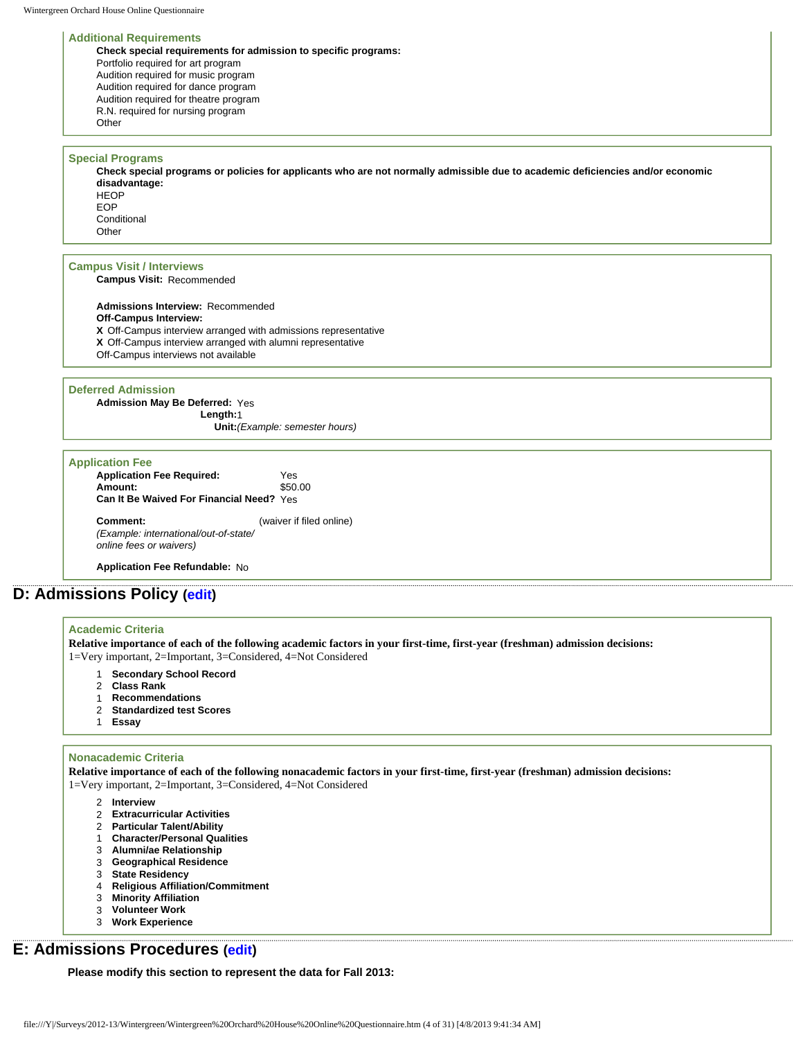### Additional Requirements

**Check special requirements for admission to specific programs:**

Portfolio required for art program
Audition required for music program
Audition required for dance program
Audition required for theatre program
R.N. required for nursing program
Other

### Special Programs

**Check special programs or policies for applicants who are not normally admissible due to academic deficiencies and/or economic disadvantage:**

HEOP
EOP
Conditional
Other

### Campus Visit / Interviews

**Campus Visit:** Recommended

**Admissions Interview:** Recommended
**Off-Campus Interview:**
**X** Off-Campus interview arranged with admissions representative
**X** Off-Campus interview arranged with alumni representative
Off-Campus interviews not available

### Deferred Admission

**Admission May Be Deferred:** Yes
**Length:** 1
**Unit:** *(Example: semester hours)*

### Application Fee

**Application Fee Required:** Yes
**Amount:** $50.00
**Can It Be Waived For Financial Need?** Yes

**Comment:** (waiver if filed online)
*(Example: international/out-of-state/ online fees or waivers)*

**Application Fee Refundable:** No

## D: Admissions Policy (edit)

### Academic Criteria

**Relative importance of each of the following academic factors in your first-time, first-year (freshman) admission decisions:**
1=Very important, 2=Important, 3=Considered, 4=Not Considered

1 **Secondary School Record**
2 **Class Rank**
1 **Recommendations**
2 **Standardized test Scores**
1 **Essay**

### Nonacademic Criteria

**Relative importance of each of the following nonacademic factors in your first-time, first-year (freshman) admission decisions:**
1=Very important, 2=Important, 3=Considered, 4=Not Considered

2 **Interview**
2 **Extracurricular Activities**
2 **Particular Talent/Ability**
1 **Character/Personal Qualities**
3 **Alumni/ae Relationship**
3 **Geographical Residence**
3 **State Residency**
4 **Religious Affiliation/Commitment**
3 **Minority Affiliation**
3 **Volunteer Work**
3 **Work Experience**

## E: Admissions Procedures (edit)

**Please modify this section to represent the data for Fall 2013:**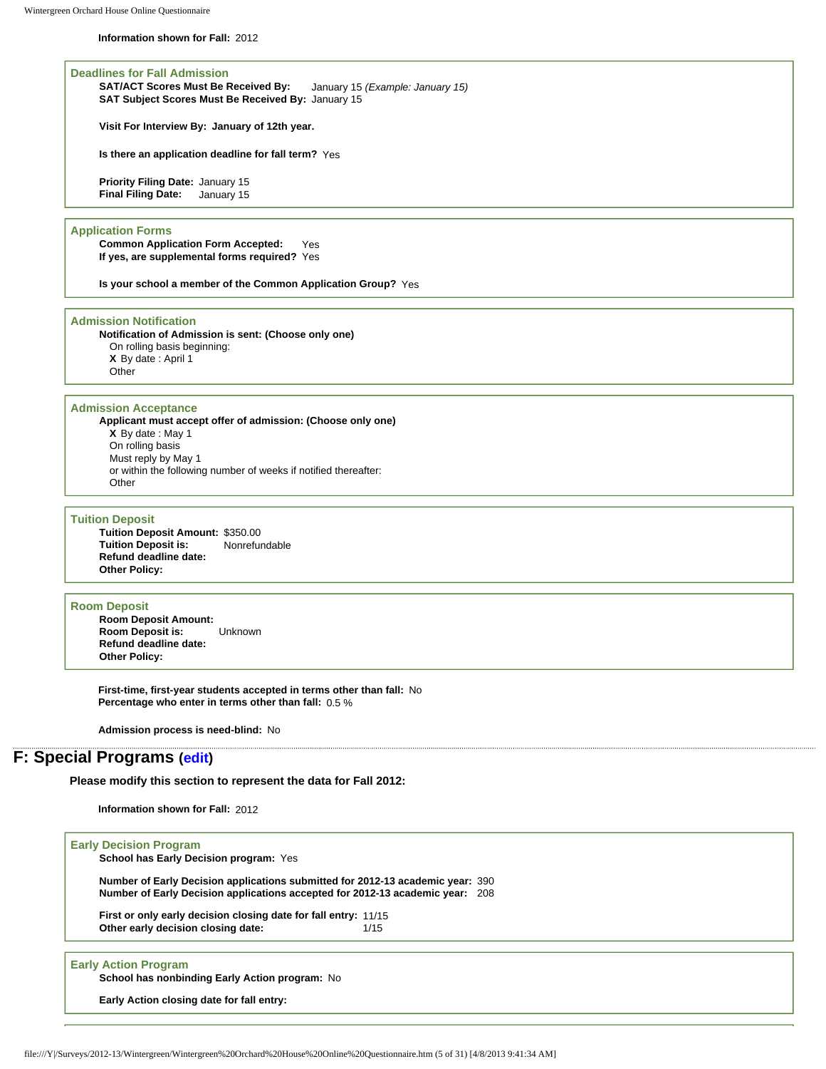**Information shown for Fall:** 2012

### Deadlines for Fall Admission

**SAT/ACT Scores Must Be Received By:** January 15 *(Example: January 15)*
**SAT Subject Scores Must Be Received By:** January 15

**Visit For Interview By: January of 12th year.**

**Is there an application deadline for fall term?** Yes

**Priority Filing Date:** January 15
**Final Filing Date:** January 15

### Application Forms

**Common Application Form Accepted:** Yes
**If yes, are supplemental forms required?** Yes

**Is your school a member of the Common Application Group?** Yes

### Admission Notification

**Notification of Admission is sent: (Choose only one)**
On rolling basis beginning:
**X** By date : April 1
Other

### Admission Acceptance

**Applicant must accept offer of admission: (Choose only one)**
**X** By date : May 1
On rolling basis
Must reply by May 1
or within the following number of weeks if notified thereafter:
Other

### Tuition Deposit

**Tuition Deposit Amount:** $350.00
**Tuition Deposit is:** Nonrefundable
**Refund deadline date:**
**Other Policy:**

### Room Deposit

**Room Deposit Amount:**
**Room Deposit is:** Unknown
**Refund deadline date:**
**Other Policy:**

**First-time, first-year students accepted in terms other than fall:** No
**Percentage who enter in terms other than fall:** 0.5 %

**Admission process is need-blind:** No

## F: Special Programs (edit)

**Please modify this section to represent the data for Fall 2012:**

**Information shown for Fall:** 2012

### Early Decision Program

**School has Early Decision program:** Yes

**Number of Early Decision applications submitted for 2012-13 academic year:** 390
**Number of Early Decision applications accepted for 2012-13 academic year:** 208

**First or only early decision closing date for fall entry:** 11/15
**Other early decision closing date:** 1/15

### Early Action Program

**School has nonbinding Early Action program:** No

**Early Action closing date for fall entry:**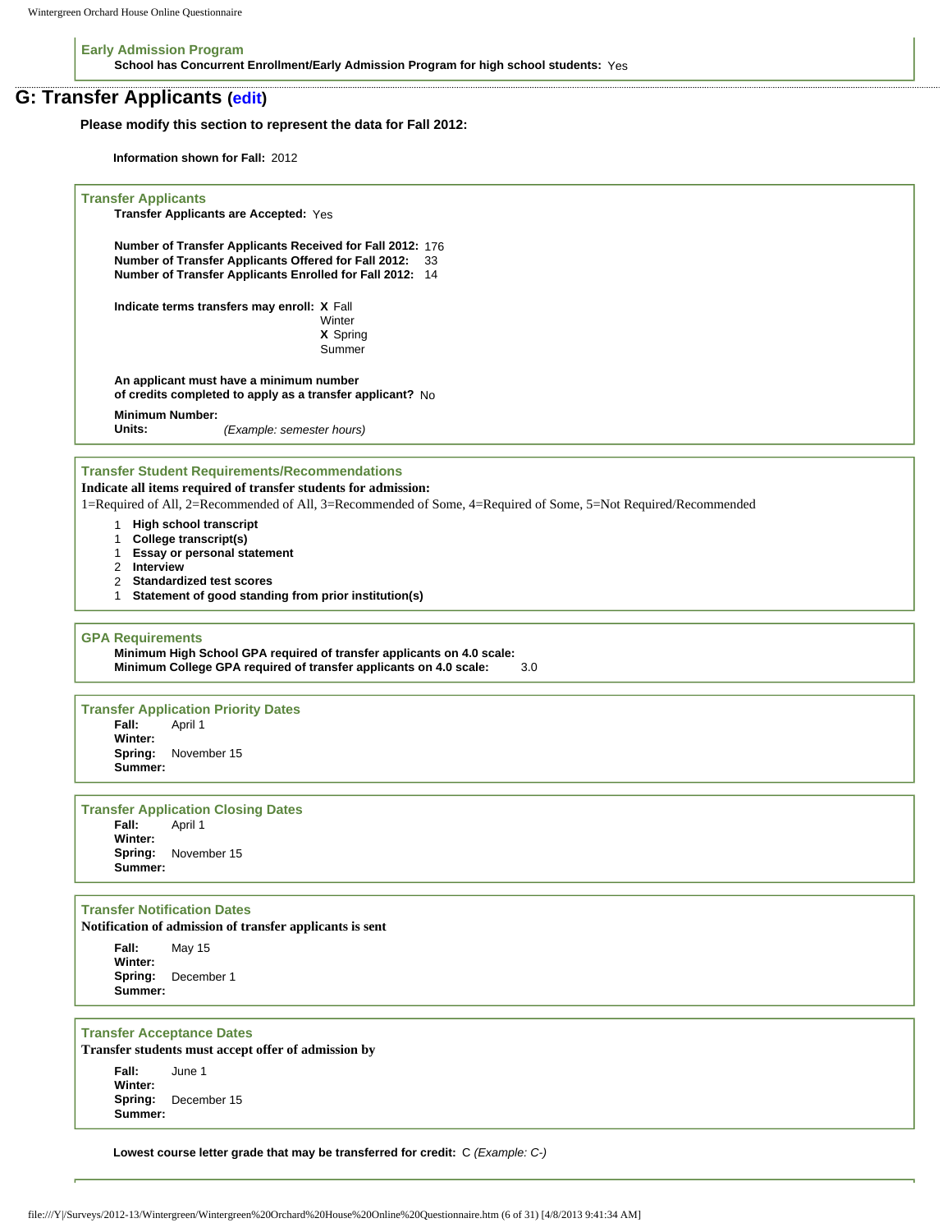### Early Admission Program

**School has Concurrent Enrollment/Early Admission Program for high school students:** Yes

## G: Transfer Applicants (edit)

**Please modify this section to represent the data for Fall 2012:**

**Information shown for Fall:** 2012

### Transfer Applicants

**Transfer Applicants are Accepted:** Yes

**Number of Transfer Applicants Received for Fall 2012:** 176
**Number of Transfer Applicants Offered for Fall 2012:** 33
**Number of Transfer Applicants Enrolled for Fall 2012:** 14

**Indicate terms transfers may enroll:**
- **X** Fall
- Winter
- **X** Spring
- Summer

**An applicant must have a minimum number of credits completed to apply as a transfer applicant?** No

**Minimum Number:**
**Units:** *(Example: semester hours)*

### Transfer Student Requirements/Recommendations

**Indicate all items required of transfer students for admission:**

1=Required of All, 2=Recommended of All, 3=Recommended of Some, 4=Required of Some, 5=Not Required/Recommended

- 1 **High school transcript**
- 1 **College transcript(s)**
- 1 **Essay or personal statement**
- 2 **Interview**
- 2 **Standardized test scores**
- 1 **Statement of good standing from prior institution(s)**

### GPA Requirements

**Minimum High School GPA required of transfer applicants on 4.0 scale:**
**Minimum College GPA required of transfer applicants on 4.0 scale:** 3.0

### Transfer Application Priority Dates

**Fall:** April 1
**Winter:**
**Spring:** November 15
**Summer:**

### Transfer Application Closing Dates

**Fall:** April 1
**Winter:**
**Spring:** November 15
**Summer:**

### Transfer Notification Dates

**Notification of admission of transfer applicants is sent**

**Fall:** May 15
**Winter:**
**Spring:** December 1
**Summer:**

### Transfer Acceptance Dates

**Transfer students must accept offer of admission by**

**Fall:** June 1
**Winter:**
**Spring:** December 15
**Summer:**

**Lowest course letter grade that may be transferred for credit:** C *(Example: C-)*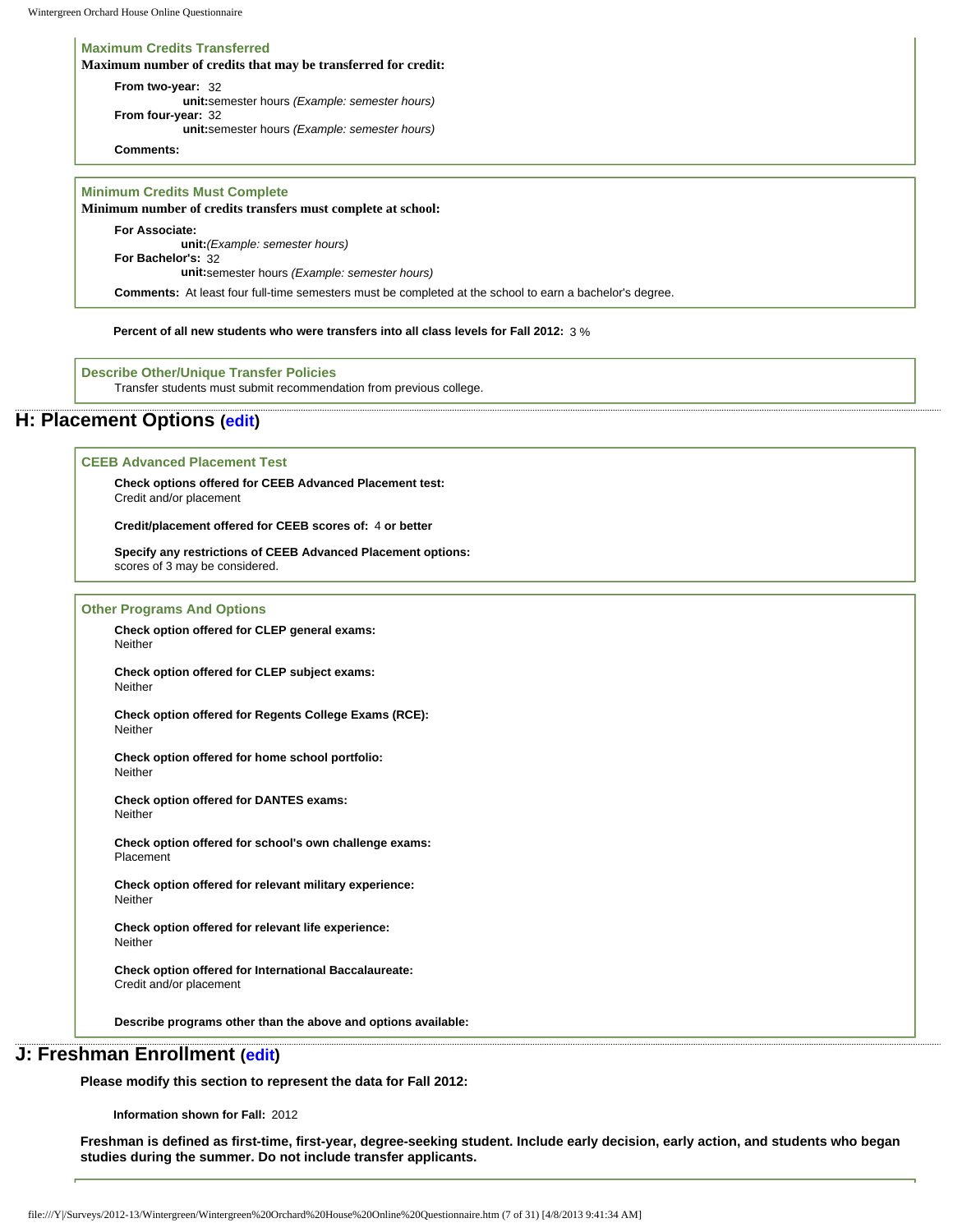### Maximum Credits Transferred

**Maximum number of credits that may be transferred for credit:**

**From two-year:** 32
**unit:** semester hours *(Example: semester hours)*
**From four-year:** 32
**unit:** semester hours *(Example: semester hours)*

**Comments:**

### Minimum Credits Must Complete

**Minimum number of credits transfers must complete at school:**

**For Associate:**
**unit:** *(Example: semester hours)*
**For Bachelor's:** 32
**unit:** semester hours *(Example: semester hours)*

**Comments:** At least four full-time semesters must be completed at the school to earn a bachelor's degree.

**Percent of all new students who were transfers into all class levels for Fall 2012:** 3 %

### Describe Other/Unique Transfer Policies

Transfer students must submit recommendation from previous college.

## H: Placement Options (edit)

### CEEB Advanced Placement Test

**Check options offered for CEEB Advanced Placement test:**
Credit and/or placement

**Credit/placement offered for CEEB scores of:** 4 **or better**

**Specify any restrictions of CEEB Advanced Placement options:**
scores of 3 may be considered.

### Other Programs And Options

**Check option offered for CLEP general exams:**
Neither

**Check option offered for CLEP subject exams:**
Neither

**Check option offered for Regents College Exams (RCE):**
Neither

**Check option offered for home school portfolio:**
Neither

**Check option offered for DANTES exams:**
Neither

**Check option offered for school's own challenge exams:**
Placement

**Check option offered for relevant military experience:**
Neither

**Check option offered for relevant life experience:**
Neither

**Check option offered for International Baccalaureate:**
Credit and/or placement

**Describe programs other than the above and options available:**

## J: Freshman Enrollment (edit)

**Please modify this section to represent the data for Fall 2012:**

**Information shown for Fall:** 2012

**Freshman is defined as first-time, first-year, degree-seeking student. Include early decision, early action, and students who began studies during the summer. Do not include transfer applicants.**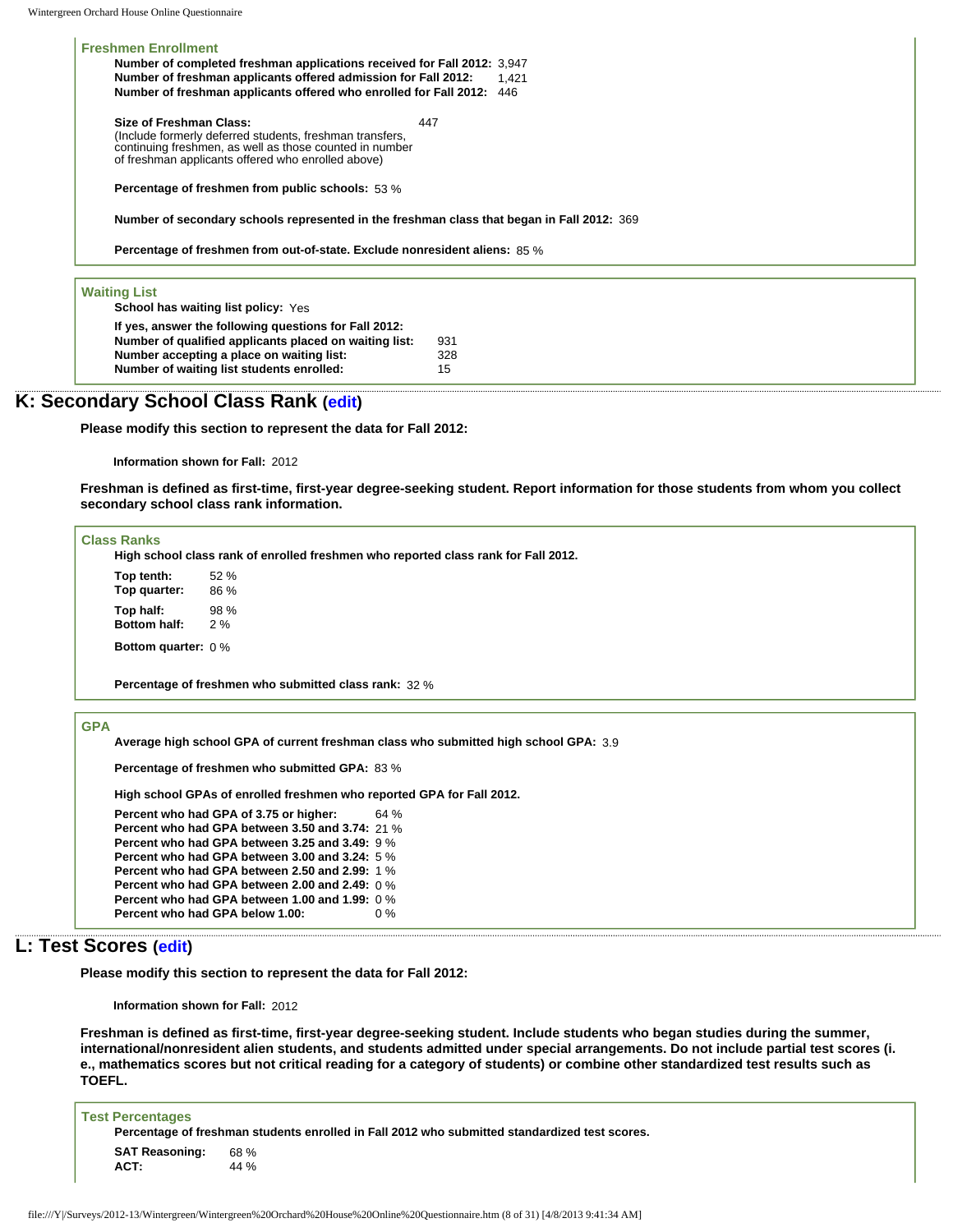### Freshmen Enrollment

**Number of completed freshman applications received for Fall 2012:** 3,947
**Number of freshman applicants offered admission for Fall 2012:** 1,421
**Number of freshman applicants offered who enrolled for Fall 2012:** 446

**Size of Freshman Class:** 447
(Include formerly deferred students, freshman transfers, continuing freshmen, as well as those counted in number of freshman applicants offered who enrolled above)

**Percentage of freshmen from public schools:** 53 %

**Number of secondary schools represented in the freshman class that began in Fall 2012:** 369

**Percentage of freshmen from out-of-state. Exclude nonresident aliens:** 85 %

### Waiting List

**School has waiting list policy:** Yes

**If yes, answer the following questions for Fall 2012:**

| | |
|---|---|
| **Number of qualified applicants placed on waiting list:** | 931 |
| **Number accepting a place on waiting list:** | 328 |
| **Number of waiting list students enrolled:** | 15 |

## K: Secondary School Class Rank (edit)

**Please modify this section to represent the data for Fall 2012:**

**Information shown for Fall:** 2012

**Freshman is defined as first-time, first-year degree-seeking student. Report information for those students from whom you collect secondary school class rank information.**

### Class Ranks

**High school class rank of enrolled freshmen who reported class rank for Fall 2012.**

| | |
|---|---|
| **Top tenth:** | 52 % |
| **Top quarter:** | 86 % |
| **Top half:** | 98 % |
| **Bottom half:** | 2 % |
| **Bottom quarter:** | 0 % |

**Percentage of freshmen who submitted class rank:** 32 %

### GPA

**Average high school GPA of current freshman class who submitted high school GPA:** 3.9

**Percentage of freshmen who submitted GPA:** 83 %

**High school GPAs of enrolled freshmen who reported GPA for Fall 2012.**

| | |
|---|---|
| **Percent who had GPA of 3.75 or higher:** | 64 % |
| **Percent who had GPA between 3.50 and 3.74:** | 21 % |
| **Percent who had GPA between 3.25 and 3.49:** | 9 % |
| **Percent who had GPA between 3.00 and 3.24:** | 5 % |
| **Percent who had GPA between 2.50 and 2.99:** | 1 % |
| **Percent who had GPA between 2.00 and 2.49:** | 0 % |
| **Percent who had GPA between 1.00 and 1.99:** | 0 % |
| **Percent who had GPA below 1.00:** | 0 % |

## L: Test Scores (edit)

**Please modify this section to represent the data for Fall 2012:**

**Information shown for Fall:** 2012

**Freshman is defined as first-time, first-year degree-seeking student. Include students who began studies during the summer, international/nonresident alien students, and students admitted under special arrangements. Do not include partial test scores (i. e., mathematics scores but not critical reading for a category of students) or combine other standardized test results such as TOEFL.**

### Test Percentages

**Percentage of freshman students enrolled in Fall 2012 who submitted standardized test scores.**

| | |
|---|---|
| **SAT Reasoning:** | 68 % |
| **ACT:** | 44 % |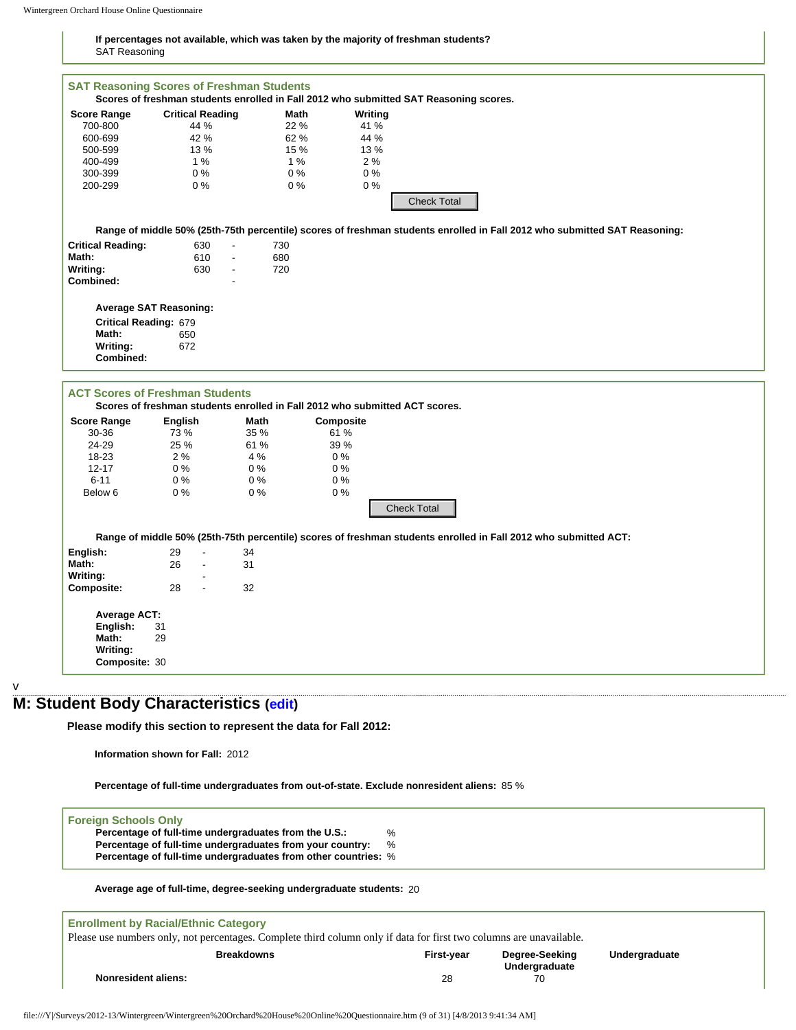**If percentages not available, which was taken by the majority of freshman students?**
SAT Reasoning

### SAT Reasoning Scores of Freshman Students

**Scores of freshman students enrolled in Fall 2012 who submitted SAT Reasoning scores.**

| Score Range | Critical Reading | Math | Writing |
|---|---|---|---|
| 700-800 | 44 % | 22 % | 41 % |
| 600-699 | 42 % | 62 % | 44 % |
| 500-599 | 13 % | 15 % | 13 % |
| 400-499 | 1 % | 1 % | 2 % |
| 300-399 | 0 % | 0 % | 0 % |
| 200-299 | 0 % | 0 % | 0 % |

Check Total

**Range of middle 50% (25th-75th percentile) scores of freshman students enrolled in Fall 2012 who submitted SAT Reasoning:**

| | | | |
|---|---|---|---|
| **Critical Reading:** | 630 | - | 730 |
| **Math:** | 610 | - | 680 |
| **Writing:** | 630 | - | 720 |
| **Combined:** | | - | |

**Average SAT Reasoning:**

**Critical Reading:** 679
**Math:** 650
**Writing:** 672
**Combined:**

### ACT Scores of Freshman Students

**Scores of freshman students enrolled in Fall 2012 who submitted ACT scores.**

| Score Range | English | Math | Composite |
|---|---|---|---|
| 30-36 | 73 % | 35 % | 61 % |
| 24-29 | 25 % | 61 % | 39 % |
| 18-23 | 2 % | 4 % | 0 % |
| 12-17 | 0 % | 0 % | 0 % |
| 6-11 | 0 % | 0 % | 0 % |
| Below 6 | 0 % | 0 % | 0 % |

Check Total

**Range of middle 50% (25th-75th percentile) scores of freshman students enrolled in Fall 2012 who submitted ACT:**

| | | | |
|---|---|---|---|
| **English:** | 29 | - | 34 |
| **Math:** | 26 | - | 31 |
| **Writing:** | | - | |
| **Composite:** | 28 | - | 32 |

**Average ACT:**

**English:** 31
**Math:** 29
**Writing:**
**Composite:** 30

v

## M: Student Body Characteristics (edit)

**Please modify this section to represent the data for Fall 2012:**

**Information shown for Fall:** 2012

**Percentage of full-time undergraduates from out-of-state. Exclude nonresident aliens:** 85 %

### Foreign Schools Only

**Percentage of full-time undergraduates from the U.S.:** %
**Percentage of full-time undergraduates from your country:** %
**Percentage of full-time undergraduates from other countries:** %

**Average age of full-time, degree-seeking undergraduate students:** 20

### Enrollment by Racial/Ethnic Category

Please use numbers only, not percentages. Complete third column only if data for first two columns are unavailable.

| Breakdowns | First-year | Degree-Seeking Undergraduate | Undergraduate |
|---|---|---|---|
| **Nonresident aliens:** | 28 | 70 | |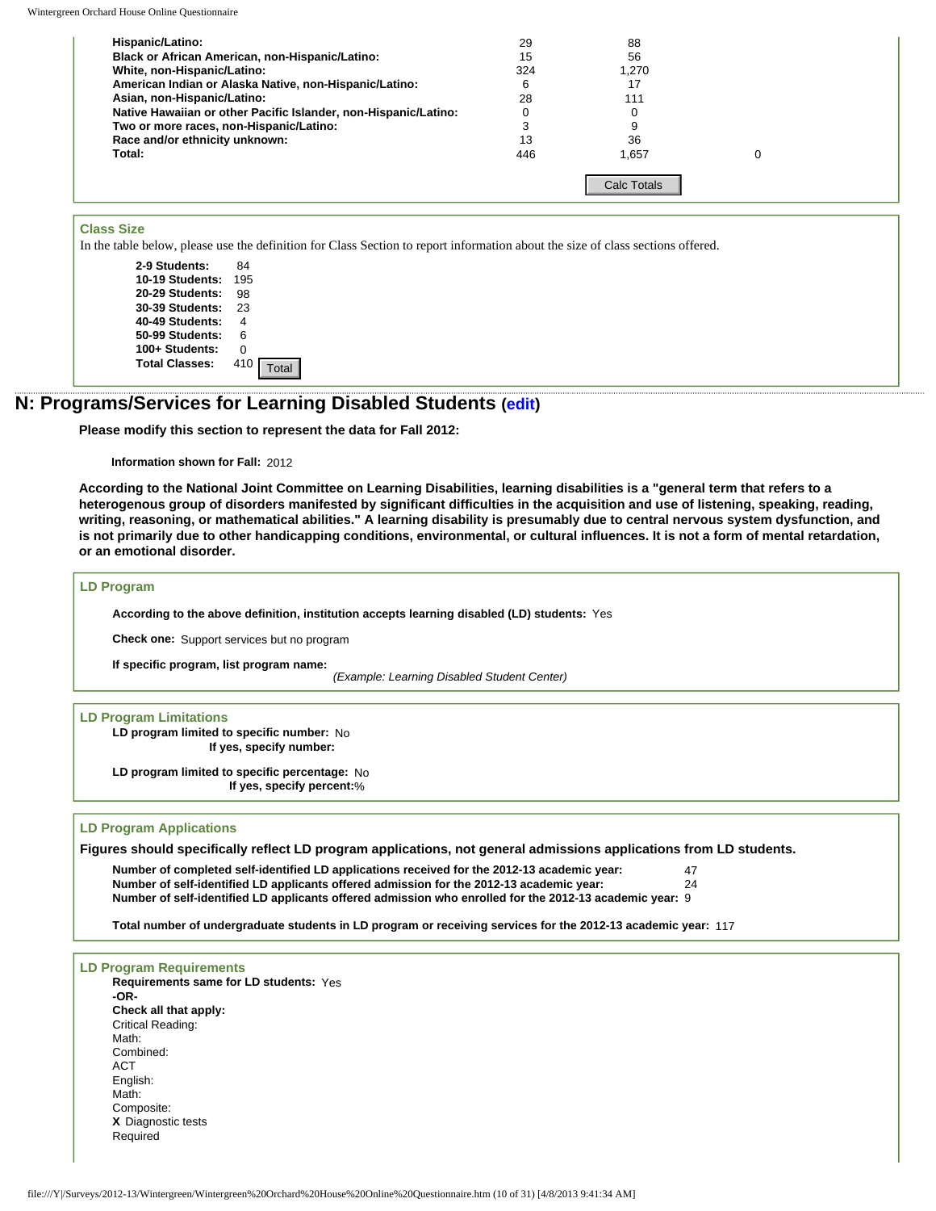| | | | |
|---|---|---|---|
| **Hispanic/Latino:** | 29 | 88 | |
| **Black or African American, non-Hispanic/Latino:** | 15 | 56 | |
| **White, non-Hispanic/Latino:** | 324 | 1,270 | |
| **American Indian or Alaska Native, non-Hispanic/Latino:** | 6 | 17 | |
| **Asian, non-Hispanic/Latino:** | 28 | 111 | |
| **Native Hawaiian or other Pacific Islander, non-Hispanic/Latino:** | 0 | 0 | |
| **Two or more races, non-Hispanic/Latino:** | 3 | 9 | |
| **Race and/or ethnicity unknown:** | 13 | 36 | |
| **Total:** | 446 | 1,657 | 0 |

Calc Totals

### Class Size

In the table below, please use the definition for Class Section to report information about the size of class sections offered.

| | |
|---|---|
| **2-9 Students:** | 84 |
| **10-19 Students:** | 195 |
| **20-29 Students:** | 98 |
| **30-39 Students:** | 23 |
| **40-49 Students:** | 4 |
| **50-99 Students:** | 6 |
| **100+ Students:** | 0 |
| **Total Classes:** | 410 |

Total

## N: Programs/Services for Learning Disabled Students (edit)

**Please modify this section to represent the data for Fall 2012:**

**Information shown for Fall:** 2012

**According to the National Joint Committee on Learning Disabilities, learning disabilities is a "general term that refers to a heterogenous group of disorders manifested by significant difficulties in the acquisition and use of listening, speaking, reading, writing, reasoning, or mathematical abilities." A learning disability is presumably due to central nervous system dysfunction, and is not primarily due to other handicapping conditions, environmental, or cultural influences. It is not a form of mental retardation, or an emotional disorder.**

### LD Program

**According to the above definition, institution accepts learning disabled (LD) students:** Yes

**Check one:** Support services but no program

**If specific program, list program name:**

*(Example: Learning Disabled Student Center)*

### LD Program Limitations

**LD program limited to specific number:** No
**If yes, specify number:**

**LD program limited to specific percentage:** No
**If yes, specify percent:**%

### LD Program Applications

**Figures should specifically reflect LD program applications, not general admissions applications from LD students.**

| | |
|---|---|
| **Number of completed self-identified LD applications received for the 2012-13 academic year:** | 47 |
| **Number of self-identified LD applicants offered admission for the 2012-13 academic year:** | 24 |
| **Number of self-identified LD applicants offered admission who enrolled for the 2012-13 academic year:** | 9 |

**Total number of undergraduate students in LD program or receiving services for the 2012-13 academic year:** 117

### LD Program Requirements

**Requirements same for LD students:** Yes
**-OR-**
**Check all that apply:**
Critical Reading:
Math:
Combined:
ACT
English:
Math:
Composite:
**X** Diagnostic tests
Required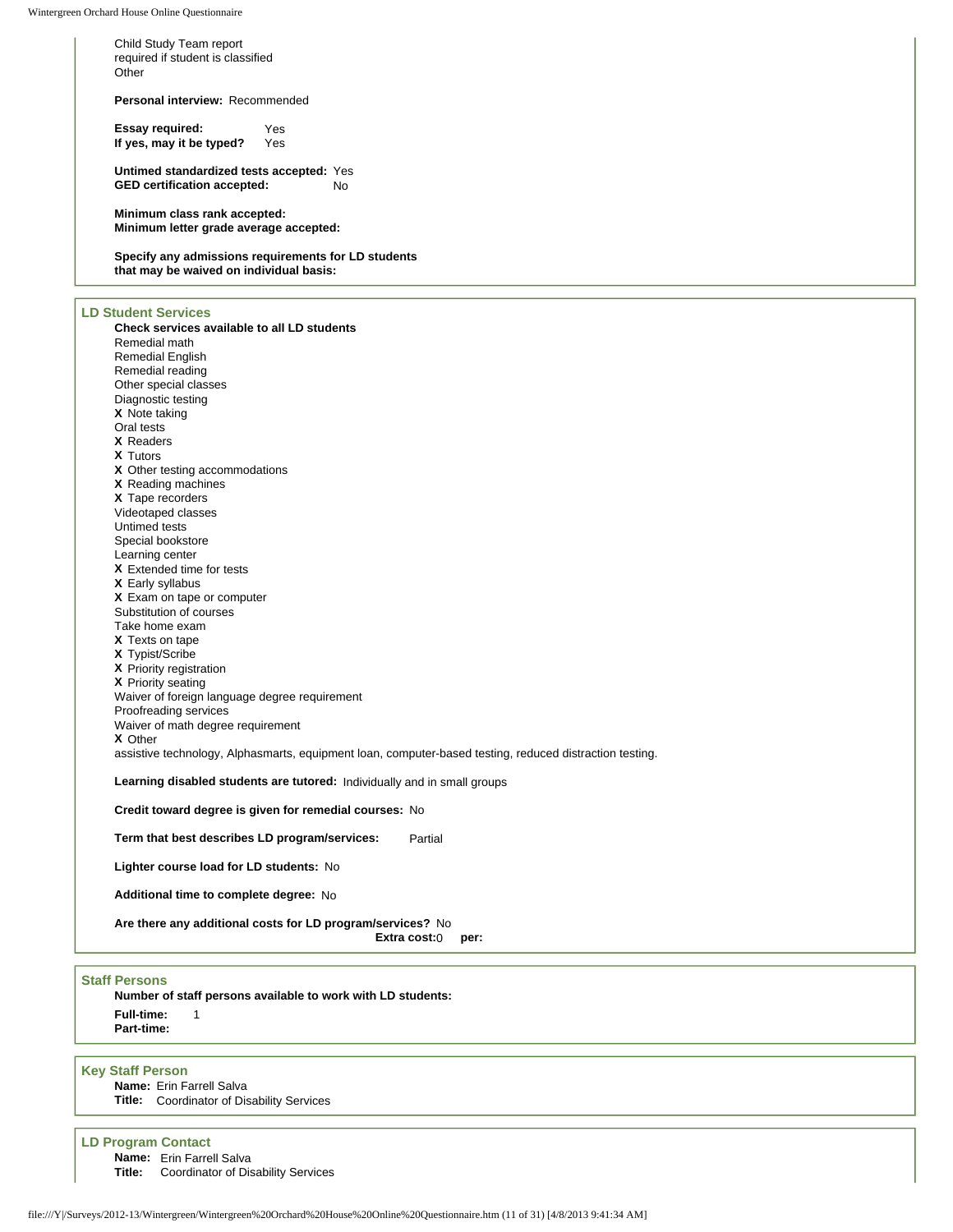Child Study Team report
required if student is classified
Other

**Personal interview:** Recommended

**Essay required:** Yes
**If yes, may it be typed?** Yes

**Untimed standardized tests accepted:** Yes
**GED certification accepted:** No

**Minimum class rank accepted:**
**Minimum letter grade average accepted:**

**Specify any admissions requirements for LD students that may be waived on individual basis:**

### LD Student Services

**Check services available to all LD students**

Remedial math
Remedial English
Remedial reading
Other special classes
Diagnostic testing
**X** Note taking
Oral tests
**X** Readers
**X** Tutors
**X** Other testing accommodations
**X** Reading machines
**X** Tape recorders
Videotaped classes
Untimed tests
Special bookstore
Learning center
**X** Extended time for tests
**X** Early syllabus
**X** Exam on tape or computer
Substitution of courses
Take home exam
**X** Texts on tape
**X** Typist/Scribe
**X** Priority registration
**X** Priority seating
Waiver of foreign language degree requirement
Proofreading services
Waiver of math degree requirement
**X** Other
assistive technology, Alphasmarts, equipment loan, computer-based testing, reduced distraction testing.

**Learning disabled students are tutored:** Individually and in small groups

**Credit toward degree is given for remedial courses:** No

**Term that best describes LD program/services:** Partial

**Lighter course load for LD students:** No

**Additional time to complete degree:** No

**Are there any additional costs for LD program/services?** No
**Extra cost:** 0 **per:**

### Staff Persons

**Number of staff persons available to work with LD students:**

**Full-time:** 1
**Part-time:**

### Key Staff Person

**Name:** Erin Farrell Salva
**Title:** Coordinator of Disability Services

### LD Program Contact

**Name:** Erin Farrell Salva
**Title:** Coordinator of Disability Services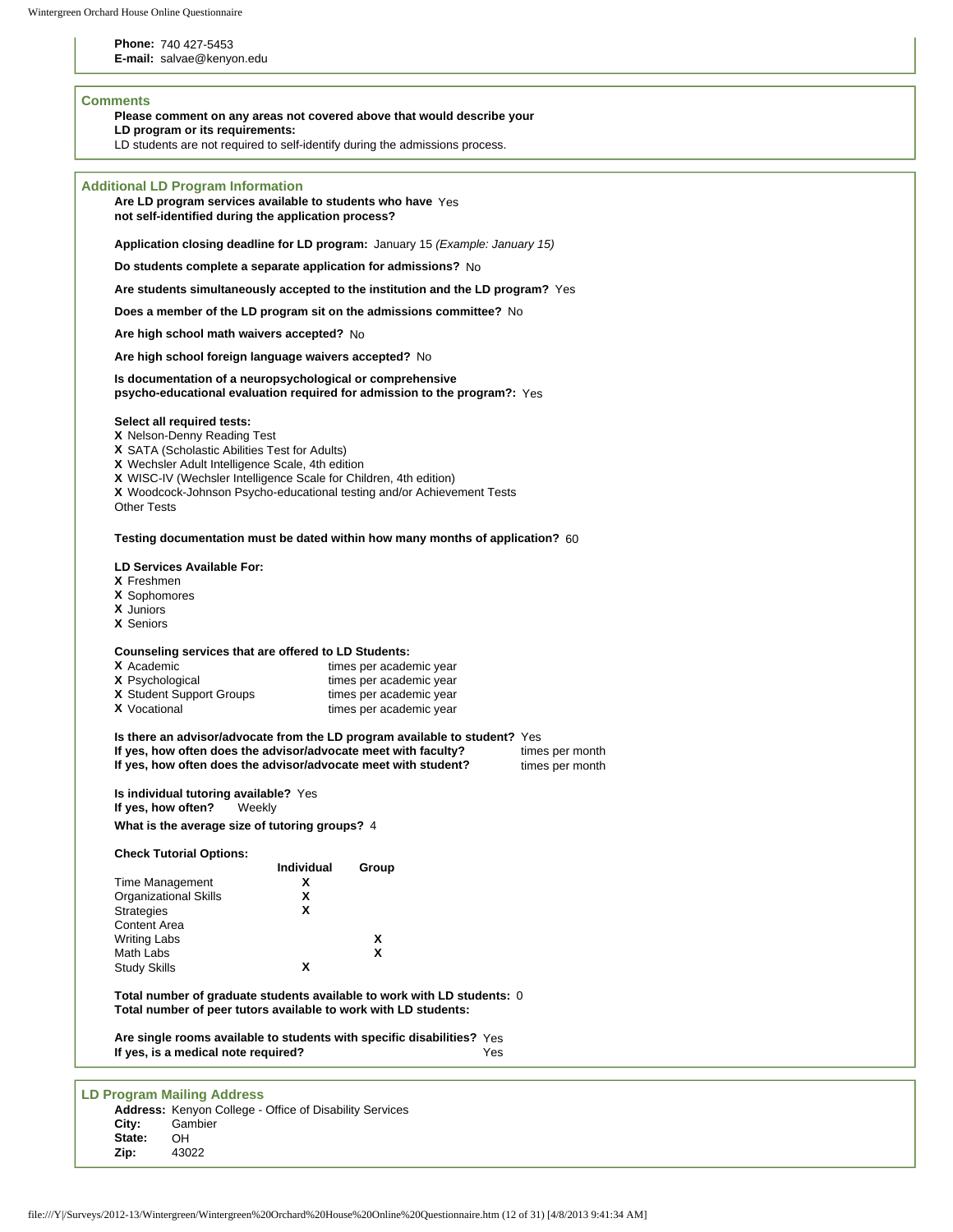**Phone:** 740 427-5453
**E-mail:** salvae@kenyon.edu

## Comments

**Please comment on any areas not covered above that would describe your LD program or its requirements:**
LD students are not required to self-identify during the admissions process.

## Additional LD Program Information

**Are LD program services available to students who have not self-identified during the application process?** Yes

**Application closing deadline for LD program:** January 15 *(Example: January 15)*

**Do students complete a separate application for admissions?** No

**Are students simultaneously accepted to the institution and the LD program?** Yes

**Does a member of the LD program sit on the admissions committee?** No

**Are high school math waivers accepted?** No

**Are high school foreign language waivers accepted?** No

**Is documentation of a neuropsychological or comprehensive psycho-educational evaluation required for admission to the program?:** Yes

**Select all required tests:**
**X** Nelson-Denny Reading Test
**X** SATA (Scholastic Abilities Test for Adults)
**X** Wechsler Adult Intelligence Scale, 4th edition
**X** WISC-IV (Wechsler Intelligence Scale for Children, 4th edition)
**X** Woodcock-Johnson Psycho-educational testing and/or Achievement Tests
Other Tests

**Testing documentation must be dated within how many months of application?** 60

**LD Services Available For:**
**X** Freshmen
**X** Sophomores
**X** Juniors
**X** Seniors

**Counseling services that are offered to LD Students:**

| | |
|---|---|
| **X** Academic | times per academic year |
| **X** Psychological | times per academic year |
| **X** Student Support Groups | times per academic year |
| **X** Vocational | times per academic year |

**Is there an advisor/advocate from the LD program available to student?** Yes
**If yes, how often does the advisor/advocate meet with faculty?** times per month
**If yes, how often does the advisor/advocate meet with student?** times per month

**Is individual tutoring available?** Yes
**If yes, how often?** Weekly
**What is the average size of tutoring groups?** 4

**Check Tutorial Options:**

| | Individual | Group |
|---|---|---|
| Time Management | X | |
| Organizational Skills | X | |
| Strategies | X | |
| Content Area | | |
| Writing Labs | | X |
| Math Labs | | X |
| Study Skills | X | |

**Total number of graduate students available to work with LD students:** 0
**Total number of peer tutors available to work with LD students:**

**Are single rooms available to students with specific disabilities?** Yes
**If yes, is a medical note required?** Yes

## LD Program Mailing Address

**Address:** Kenyon College - Office of Disability Services
**City:** Gambier
**State:** OH
**Zip:** 43022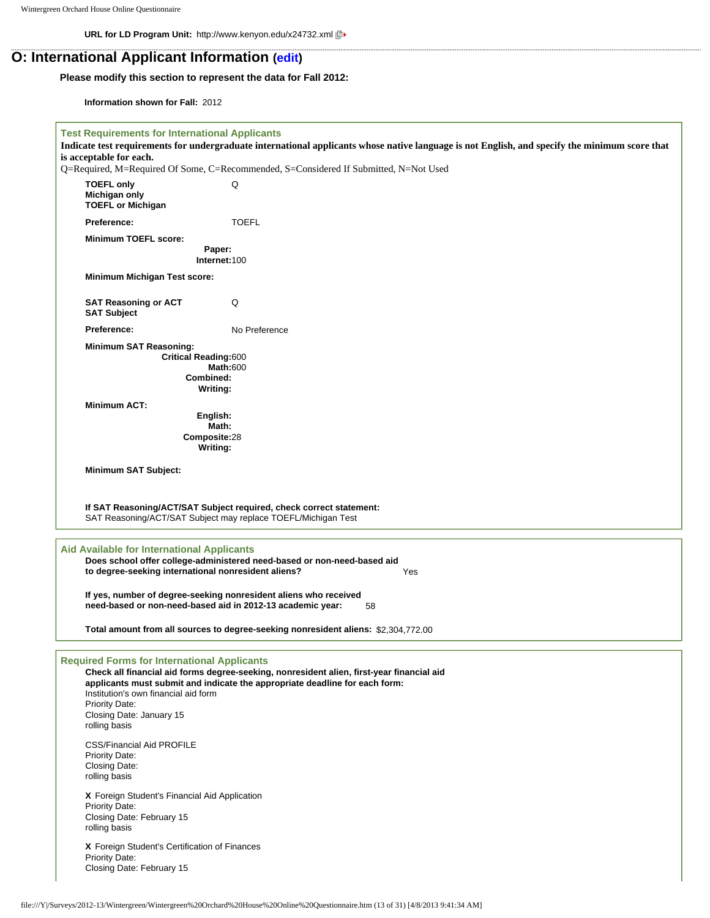**URL for LD Program Unit:** http://www.kenyon.edu/x24732.xml

## O: International Applicant Information (edit)

**Please modify this section to represent the data for Fall 2012:**

**Information shown for Fall:** 2012

### Test Requirements for International Applicants

**Indicate test requirements for undergraduate international applicants whose native language is not English, and specify the minimum score that is acceptable for each.**

Q=Required, M=Required Of Some, C=Recommended, S=Considered If Submitted, N=Not Used

**TOEFL only** Q
**Michigan only**
**TOEFL or Michigan**

**Preference:** TOEFL

**Minimum TOEFL score:**
- **Paper:**
- **Internet:** 100

**Minimum Michigan Test score:**

**SAT Reasoning or ACT** Q
**SAT Subject**

**Preference:** No Preference

**Minimum SAT Reasoning:**
- **Critical Reading:** 600
- **Math:** 600
- **Combined:**
- **Writing:**

**Minimum ACT:**
- **English:**
- **Math:**
- **Composite:** 28
- **Writing:**

**Minimum SAT Subject:**

**If SAT Reasoning/ACT/SAT Subject required, check correct statement:**
SAT Reasoning/ACT/SAT Subject may replace TOEFL/Michigan Test

### Aid Available for International Applicants

**Does school offer college-administered need-based or non-need-based aid to degree-seeking international nonresident aliens?** Yes

**If yes, number of degree-seeking nonresident aliens who received need-based or non-need-based aid in 2012-13 academic year:** 58

**Total amount from all sources to degree-seeking nonresident aliens:** $2,304,772.00

### Required Forms for International Applicants

**Check all financial aid forms degree-seeking, nonresident alien, first-year financial aid applicants must submit and indicate the appropriate deadline for each form:**

Institution's own financial aid form
Priority Date:
Closing Date: January 15
rolling basis

CSS/Financial Aid PROFILE
Priority Date:
Closing Date:
rolling basis

**X** Foreign Student's Financial Aid Application
Priority Date:
Closing Date: February 15
rolling basis

**X** Foreign Student's Certification of Finances
Priority Date:
Closing Date: February 15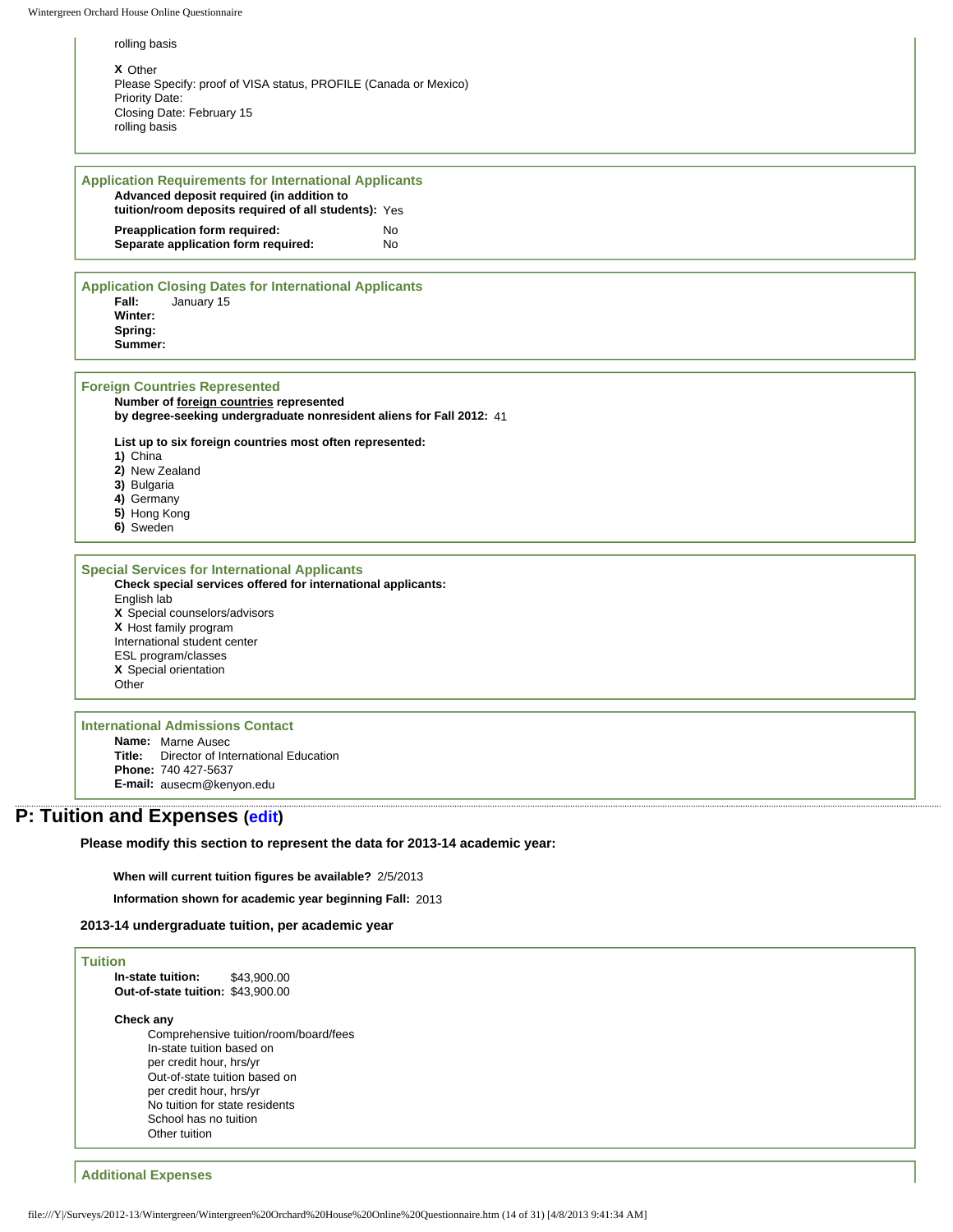rolling basis

**X** Other
Please Specify: proof of VISA status, PROFILE (Canada or Mexico)
Priority Date:
Closing Date: February 15
rolling basis

### Application Requirements for International Applicants

**Advanced deposit required (in addition to tuition/room deposits required of all students):** Yes

**Preapplication form required:** No
**Separate application form required:** No

### Application Closing Dates for International Applicants

**Fall:** January 15
**Winter:**
**Spring:**
**Summer:**

### Foreign Countries Represented

**Number of foreign countries represented by degree-seeking undergraduate nonresident aliens for Fall 2012:** 41

**List up to six foreign countries most often represented:**

**1)** China
**2)** New Zealand
**3)** Bulgaria
**4)** Germany
**5)** Hong Kong
**6)** Sweden

### Special Services for International Applicants

**Check special services offered for international applicants:**

English lab
**X** Special counselors/advisors
**X** Host family program
International student center
ESL program/classes
**X** Special orientation
Other

### International Admissions Contact

**Name:** Marne Ausec
**Title:** Director of International Education
**Phone:** 740 427-5637
**E-mail:** ausecm@kenyon.edu

## P: Tuition and Expenses (edit)

**Please modify this section to represent the data for 2013-14 academic year:**

**When will current tuition figures be available?** 2/5/2013

**Information shown for academic year beginning Fall:** 2013

**2013-14 undergraduate tuition, per academic year**

### Tuition

**In-state tuition:** $43,900.00
**Out-of-state tuition:** $43,900.00

**Check any**

Comprehensive tuition/room/board/fees
In-state tuition based on
per credit hour, hrs/yr
Out-of-state tuition based on
per credit hour, hrs/yr
No tuition for state residents
School has no tuition
Other tuition

### Additional Expenses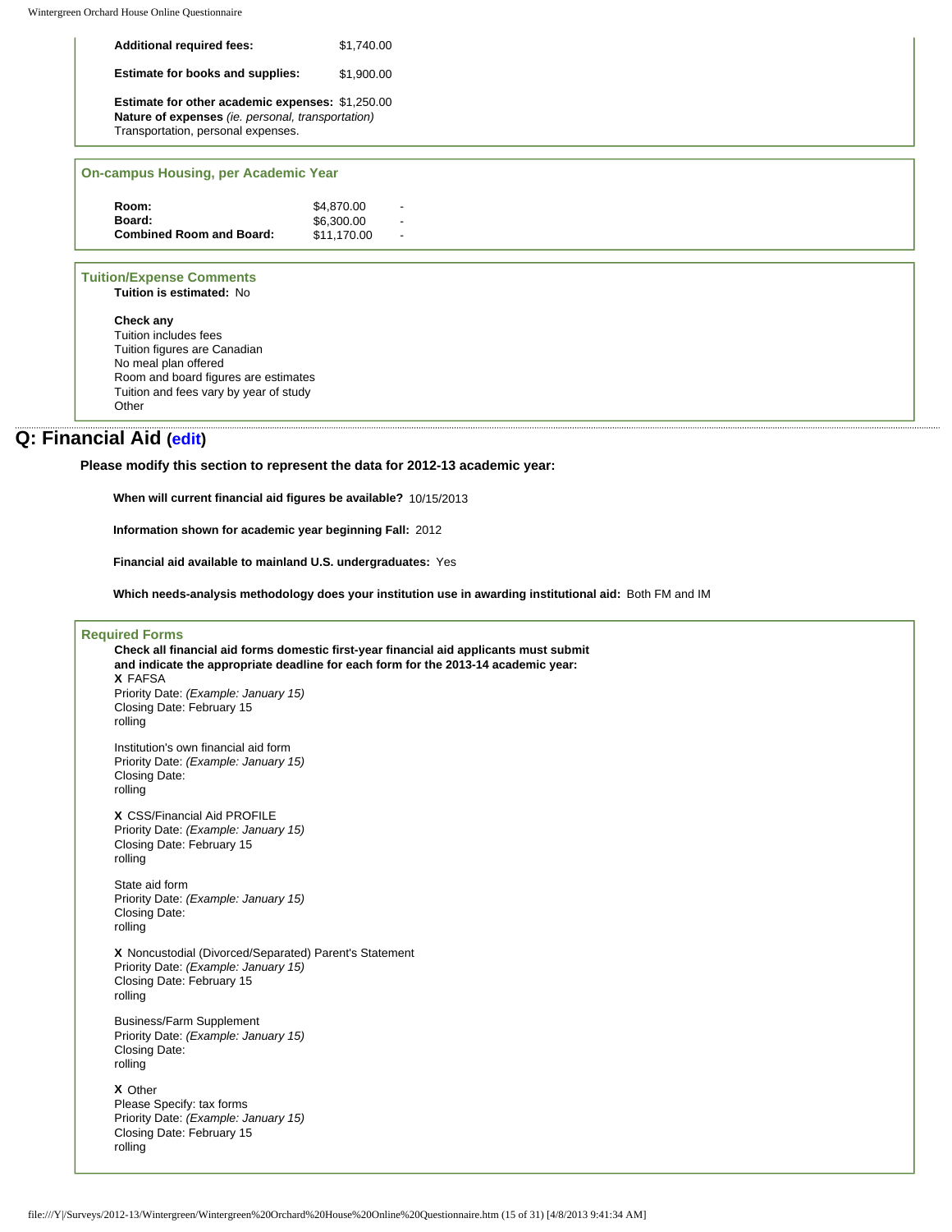**Additional required fees:** $1,740.00

**Estimate for books and supplies:** $1,900.00

**Estimate for other academic expenses:** $1,250.00
**Nature of expenses** *(ie. personal, transportation)*
Transportation, personal expenses.

### On-campus Housing, per Academic Year

| | | |
|---|---|---|
| **Room:** | $4,870.00 | - |
| **Board:** | $6,300.00 | - |
| **Combined Room and Board:** | $11,170.00 | - |

### Tuition/Expense Comments

**Tuition is estimated:** No

**Check any**
Tuition includes fees
Tuition figures are Canadian
No meal plan offered
Room and board figures are estimates
Tuition and fees vary by year of study
Other

## Q: Financial Aid (edit)

**Please modify this section to represent the data for 2012-13 academic year:**

**When will current financial aid figures be available?** 10/15/2013

**Information shown for academic year beginning Fall:** 2012

**Financial aid available to mainland U.S. undergraduates:** Yes

**Which needs-analysis methodology does your institution use in awarding institutional aid:** Both FM and IM

### Required Forms

**Check all financial aid forms domestic first-year financial aid applicants must submit and indicate the appropriate deadline for each form for the 2013-14 academic year:**

**X** FAFSA
Priority Date: *(Example: January 15)*
Closing Date: February 15
rolling

Institution's own financial aid form
Priority Date: *(Example: January 15)*
Closing Date:
rolling

**X** CSS/Financial Aid PROFILE
Priority Date: *(Example: January 15)*
Closing Date: February 15
rolling

State aid form
Priority Date: *(Example: January 15)*
Closing Date:
rolling

**X** Noncustodial (Divorced/Separated) Parent's Statement
Priority Date: *(Example: January 15)*
Closing Date: February 15
rolling

Business/Farm Supplement
Priority Date: *(Example: January 15)*
Closing Date:
rolling

**X** Other
Please Specify: tax forms
Priority Date: *(Example: January 15)*
Closing Date: February 15
rolling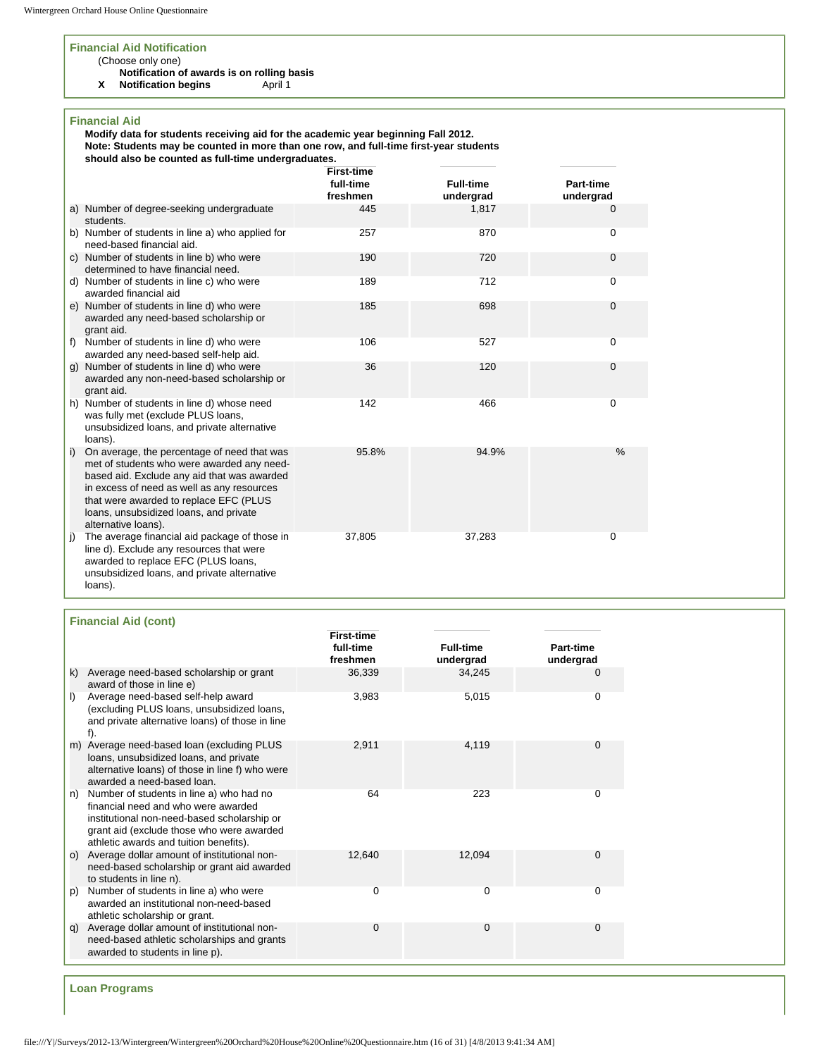### Financial Aid Notification

(Choose only one)

**Notification of awards is on rolling basis**

**X** **Notification begins** April 1

### Financial Aid

**Modify data for students receiving aid for the academic year beginning Fall 2012.**
**Note: Students may be counted in more than one row, and full-time first-year students should also be counted as full-time undergraduates.**

| | First-time full-time freshmen | Full-time undergrad | Part-time undergrad |
|---|---|---|---|
| a) Number of degree-seeking undergraduate students. | 445 | 1,817 | 0 |
| b) Number of students in line a) who applied for need-based financial aid. | 257 | 870 | 0 |
| c) Number of students in line b) who were determined to have financial need. | 190 | 720 | 0 |
| d) Number of students in line c) who were awarded financial aid | 189 | 712 | 0 |
| e) Number of students in line d) who were awarded any need-based scholarship or grant aid. | 185 | 698 | 0 |
| f) Number of students in line d) who were awarded any need-based self-help aid. | 106 | 527 | 0 |
| g) Number of students in line d) who were awarded any non-need-based scholarship or grant aid. | 36 | 120 | 0 |
| h) Number of students in line d) whose need was fully met (exclude PLUS loans, unsubsidized loans, and private alternative loans). | 142 | 466 | 0 |
| i) On average, the percentage of need that was met of students who were awarded any need-based aid. Exclude any aid that was awarded in excess of need as well as any resources that were awarded to replace EFC (PLUS loans, unsubsidized loans, and private alternative loans). | 95.8% | 94.9% | % |
| j) The average financial aid package of those in line d). Exclude any resources that were awarded to replace EFC (PLUS loans, unsubsidized loans, and private alternative loans). | 37,805 | 37,283 | 0 |

### Financial Aid (cont)

| | First-time full-time freshmen | Full-time undergrad | Part-time undergrad |
|---|---|---|---|
| k) Average need-based scholarship or grant award of those in line e) | 36,339 | 34,245 | 0 |
| l) Average need-based self-help award (excluding PLUS loans, unsubsidized loans, and private alternative loans) of those in line f). | 3,983 | 5,015 | 0 |
| m) Average need-based loan (excluding PLUS loans, unsubsidized loans, and private alternative loans) of those in line f) who were awarded a need-based loan. | 2,911 | 4,119 | 0 |
| n) Number of students in line a) who had no financial need and who were awarded institutional non-need-based scholarship or grant aid (exclude those who were awarded athletic awards and tuition benefits). | 64 | 223 | 0 |
| o) Average dollar amount of institutional non-need-based scholarship or grant aid awarded to students in line n). | 12,640 | 12,094 | 0 |
| p) Number of students in line a) who were awarded an institutional non-need-based athletic scholarship or grant. | 0 | 0 | 0 |
| q) Average dollar amount of institutional non-need-based athletic scholarships and grants awarded to students in line p). | 0 | 0 | 0 |

### Loan Programs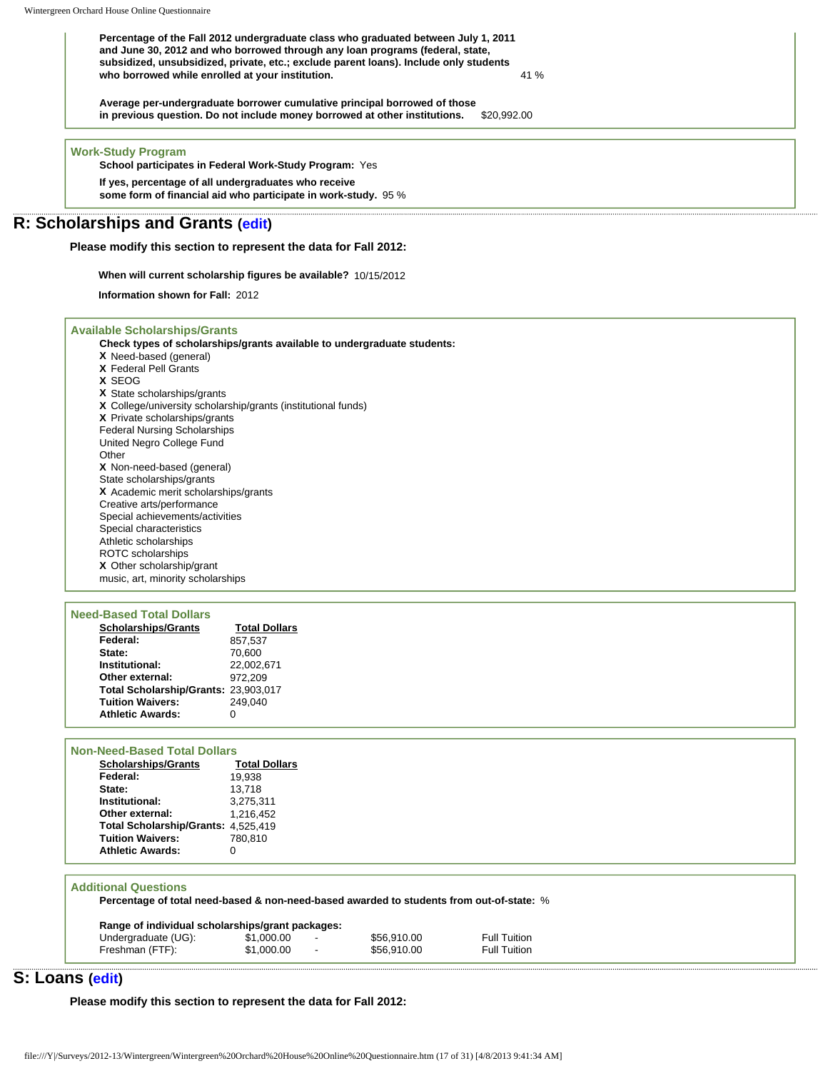**Percentage of the Fall 2012 undergraduate class who graduated between July 1, 2011 and June 30, 2012 and who borrowed through any loan programs (federal, state, subsidized, unsubsidized, private, etc.; exclude parent loans). Include only students who borrowed while enrolled at your institution.** 41 %

**Average per-undergraduate borrower cumulative principal borrowed of those in previous question. Do not include money borrowed at other institutions.** $20,992.00

### Work-Study Program

**School participates in Federal Work-Study Program:** Yes

**If yes, percentage of all undergraduates who receive some form of financial aid who participate in work-study.** 95 %

## R: Scholarships and Grants (edit)

**Please modify this section to represent the data for Fall 2012:**

**When will current scholarship figures be available?** 10/15/2012

**Information shown for Fall:** 2012

### Available Scholarships/Grants

**Check types of scholarships/grants available to undergraduate students:**

- **X** Need-based (general)
- **X** Federal Pell Grants
- **X** SEOG
- **X** State scholarships/grants
- **X** College/university scholarship/grants (institutional funds)
- **X** Private scholarships/grants
- Federal Nursing Scholarships
- United Negro College Fund
- Other
- **X** Non-need-based (general)
- State scholarships/grants
- **X** Academic merit scholarships/grants
- Creative arts/performance
- Special achievements/activities
- Special characteristics
- Athletic scholarships
- ROTC scholarships
- **X** Other scholarship/grant
- music, art, minority scholarships

### Need-Based Total Dollars

| Scholarships/Grants | Total Dollars |
|---|---|
| **Federal:** | 857,537 |
| **State:** | 70,600 |
| **Institutional:** | 22,002,671 |
| **Other external:** | 972,209 |
| **Total Scholarship/Grants:** | 23,903,017 |
| **Tuition Waivers:** | 249,040 |
| **Athletic Awards:** | 0 |

### Non-Need-Based Total Dollars

| Scholarships/Grants | Total Dollars |
|---|---|
| **Federal:** | 19,938 |
| **State:** | 13,718 |
| **Institutional:** | 3,275,311 |
| **Other external:** | 1,216,452 |
| **Total Scholarship/Grants:** | 4,525,419 |
| **Tuition Waivers:** | 780,810 |
| **Athletic Awards:** | 0 |

### Additional Questions

**Percentage of total need-based & non-need-based awarded to students from out-of-state:** %

**Range of individual scholarships/grant packages:**

| | | | | |
|---|---|---|---|---|
| Undergraduate (UG): | $1,000.00 | - | $56,910.00 | Full Tuition |
| Freshman (FTF): | $1,000.00 | - | $56,910.00 | Full Tuition |

## S: Loans (edit)

**Please modify this section to represent the data for Fall 2012:**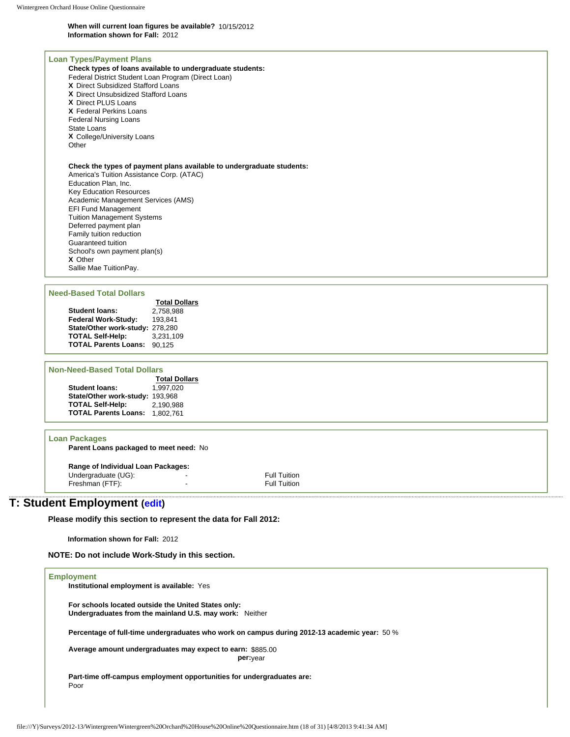**When will current loan figures be available?** 10/15/2012
**Information shown for Fall:** 2012

### Loan Types/Payment Plans

**Check types of loans available to undergraduate students:**

Federal District Student Loan Program (Direct Loan)
X Direct Subsidized Stafford Loans
X Direct Unsubsidized Stafford Loans
X Direct PLUS Loans
X Federal Perkins Loans
Federal Nursing Loans
State Loans
X College/University Loans
Other

**Check the types of payment plans available to undergraduate students:**

America's Tuition Assistance Corp. (ATAC)
Education Plan, Inc.
Key Education Resources
Academic Management Services (AMS)
EFI Fund Management
Tuition Management Systems
Deferred payment plan
Family tuition reduction
Guaranteed tuition
School's own payment plan(s)
X Other
Sallie Mae TuitionPay.

### Need-Based Total Dollars

| | Total Dollars |
|---|---|
| **Student loans:** | 2,758,988 |
| **Federal Work-Study:** | 193,841 |
| **State/Other work-study:** | 278,280 |
| **TOTAL Self-Help:** | 3,231,109 |
| **TOTAL Parents Loans:** | 90,125 |

### Non-Need-Based Total Dollars

| | Total Dollars |
|---|---|
| **Student loans:** | 1,997,020 |
| **State/Other work-study:** | 193,968 |
| **TOTAL Self-Help:** | 2,190,988 |
| **TOTAL Parents Loans:** | 1,802,761 |

### Loan Packages

**Parent Loans packaged to meet need:** No

**Range of Individual Loan Packages:**

| | | |
|---|---|---|
| Undergraduate (UG): | - | Full Tuition |
| Freshman (FTF): | - | Full Tuition |

## T: Student Employment (edit)

**Please modify this section to represent the data for Fall 2012:**

**Information shown for Fall:** 2012

**NOTE: Do not include Work-Study in this section.**

### Employment

**Institutional employment is available:** Yes

**For schools located outside the United States only:**
**Undergraduates from the mainland U.S. may work:** Neither

**Percentage of full-time undergraduates who work on campus during 2012-13 academic year:** 50 %

**Average amount undergraduates may expect to earn:** $885.00
**per:** year

**Part-time off-campus employment opportunities for undergraduates are:**
Poor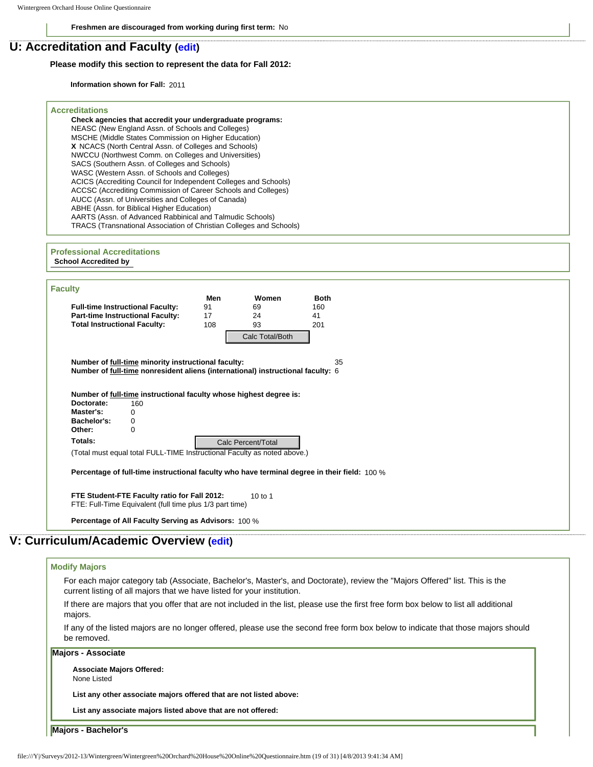**Freshmen are discouraged from working during first term:** No

## U: Accreditation and Faculty (edit)

**Please modify this section to represent the data for Fall 2012:**

**Information shown for Fall:** 2011

### Accreditations

**Check agencies that accredit your undergraduate programs:**

NEASC (New England Assn. of Schools and Colleges)
MSCHE (Middle States Commission on Higher Education)
**X** NCACS (North Central Assn. of Colleges and Schools)
NWCCU (Northwest Comm. on Colleges and Universities)
SACS (Southern Assn. of Colleges and Schools)
WASC (Western Assn. of Schools and Colleges)
ACICS (Accrediting Council for Independent Colleges and Schools)
ACCSC (Accrediting Commission of Career Schools and Colleges)
AUCC (Assn. of Universities and Colleges of Canada)
ABHE (Assn. for Biblical Higher Education)
AARTS (Assn. of Advanced Rabbinical and Talmudic Schools)
TRACS (Transnational Association of Christian Colleges and Schools)

### Professional Accreditations

**School Accredited by**

### Faculty

| | Men | Women | Both |
|---|---|---|---|
| **Full-time Instructional Faculty:** | 91 | 69 | 160 |
| **Part-time Instructional Faculty:** | 17 | 24 | 41 |
| **Total Instructional Faculty:** | 108 | 93 | 201 |

Calc Total/Both

**Number of full-time minority instructional faculty:** 35
**Number of full-time nonresident aliens (international) instructional faculty:** 6

**Number of full-time instructional faculty whose highest degree is:**

**Doctorate:** 160
**Master's:** 0
**Bachelor's:** 0
**Other:** 0
**Totals:**

Calc Percent/Total

(Total must equal total FULL-TIME Instructional Faculty as noted above.)

**Percentage of full-time instructional faculty who have terminal degree in their field:** 100 %

**FTE Student-FTE Faculty ratio for Fall 2012:** 10 to 1
FTE: Full-Time Equivalent (full time plus 1/3 part time)

**Percentage of All Faculty Serving as Advisors:** 100 %

## V: Curriculum/Academic Overview (edit)

### Modify Majors

For each major category tab (Associate, Bachelor's, Master's, and Doctorate), review the "Majors Offered" list. This is the current listing of all majors that we have listed for your institution.

If there are majors that you offer that are not included in the list, please use the first free form box below to list all additional majors.

If any of the listed majors are no longer offered, please use the second free form box below to indicate that those majors should be removed.

#### Majors - Associate

**Associate Majors Offered:**
None Listed

**List any other associate majors offered that are not listed above:**

**List any associate majors listed above that are not offered:**

#### Majors - Bachelor's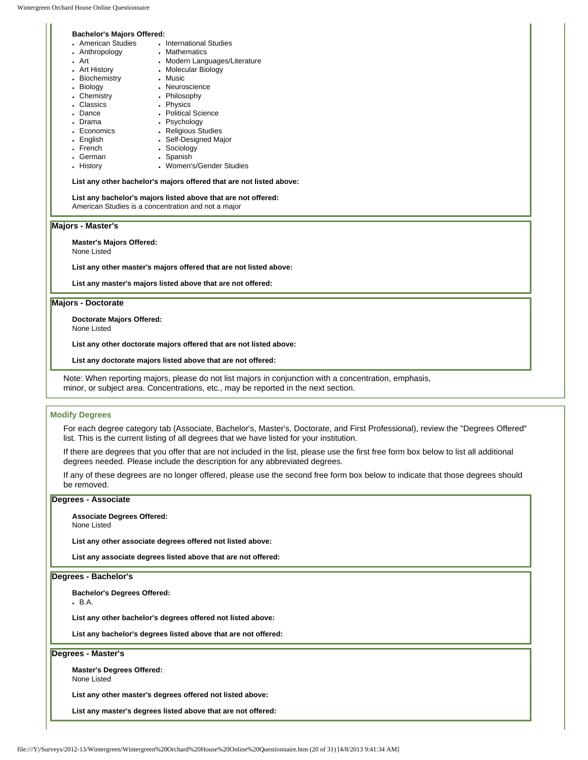**Bachelor's Majors Offered:**

- American Studies
- Anthropology
- Art
- Art History
- Biochemistry
- Biology
- Chemistry
- Classics
- Dance
- Drama
- Economics
- English
- French
- German
- History
- International Studies
- Mathematics
- Modern Languages/Literature
- Molecular Biology
- Music
- Neuroscience
- Philosophy
- Physics
- Political Science
- Psychology
- Religious Studies
- Self-Designed Major
- Sociology
- Spanish
- Women's/Gender Studies

**List any other bachelor's majors offered that are not listed above:**

**List any bachelor's majors listed above that are not offered:**
American Studies is a concentration and not a major

### Majors - Master's

**Master's Majors Offered:**
None Listed

**List any other master's majors offered that are not listed above:**

**List any master's majors listed above that are not offered:**

### Majors - Doctorate

**Doctorate Majors Offered:**
None Listed

**List any other doctorate majors offered that are not listed above:**

**List any doctorate majors listed above that are not offered:**

Note: When reporting majors, please do not list majors in conjunction with a concentration, emphasis, minor, or subject area. Concentrations, etc., may be reported in the next section.

## Modify Degrees

For each degree category tab (Associate, Bachelor's, Master's, Doctorate, and First Professional), review the "Degrees Offered" list. This is the current listing of all degrees that we have listed for your institution.

If there are degrees that you offer that are not included in the list, please use the first free form box below to list all additional degrees needed. Please include the description for any abbreviated degrees.

If any of these degrees are no longer offered, please use the second free form box below to indicate that those degrees should be removed.

### Degrees - Associate

**Associate Degrees Offered:**
None Listed

**List any other associate degrees offered not listed above:**

**List any associate degrees listed above that are not offered:**

### Degrees - Bachelor's

**Bachelor's Degrees Offered:**

- B.A.

**List any other bachelor's degrees offered not listed above:**

**List any bachelor's degrees listed above that are not offered:**

### Degrees - Master's

**Master's Degrees Offered:**
None Listed

**List any other master's degrees offered not listed above:**

**List any master's degrees listed above that are not offered:**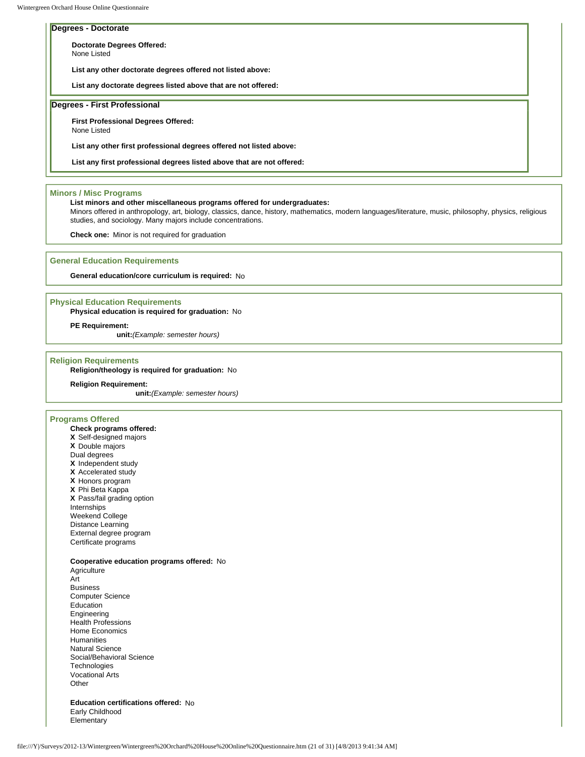## Degrees - Doctorate

**Doctorate Degrees Offered:**
None Listed

**List any other doctorate degrees offered not listed above:**

**List any doctorate degrees listed above that are not offered:**

## Degrees - First Professional

**First Professional Degrees Offered:**
None Listed

**List any other first professional degrees offered not listed above:**

**List any first professional degrees listed above that are not offered:**

## Minors / Misc Programs

**List minors and other miscellaneous programs offered for undergraduates:**
Minors offered in anthropology, art, biology, classics, dance, history, mathematics, modern languages/literature, music, philosophy, physics, religious studies, and sociology. Many majors include concentrations.

**Check one:** Minor is not required for graduation

## General Education Requirements

**General education/core curriculum is required:** No

## Physical Education Requirements

**Physical education is required for graduation:** No

**PE Requirement:**
**unit:** *(Example: semester hours)*

## Religion Requirements

**Religion/theology is required for graduation:** No

**Religion Requirement:**
**unit:** *(Example: semester hours)*

## Programs Offered

**Check programs offered:**
**X** Self-designed majors
**X** Double majors
Dual degrees
**X** Independent study
**X** Accelerated study
**X** Honors program
**X** Phi Beta Kappa
**X** Pass/fail grading option
Internships
Weekend College
Distance Learning
External degree program
Certificate programs

**Cooperative education programs offered:** No
Agriculture
Art
Business
Computer Science
Education
Engineering
Health Professions
Home Economics
Humanities
Natural Science
Social/Behavioral Science
Technologies
Vocational Arts
Other

**Education certifications offered:** No
Early Childhood
Elementary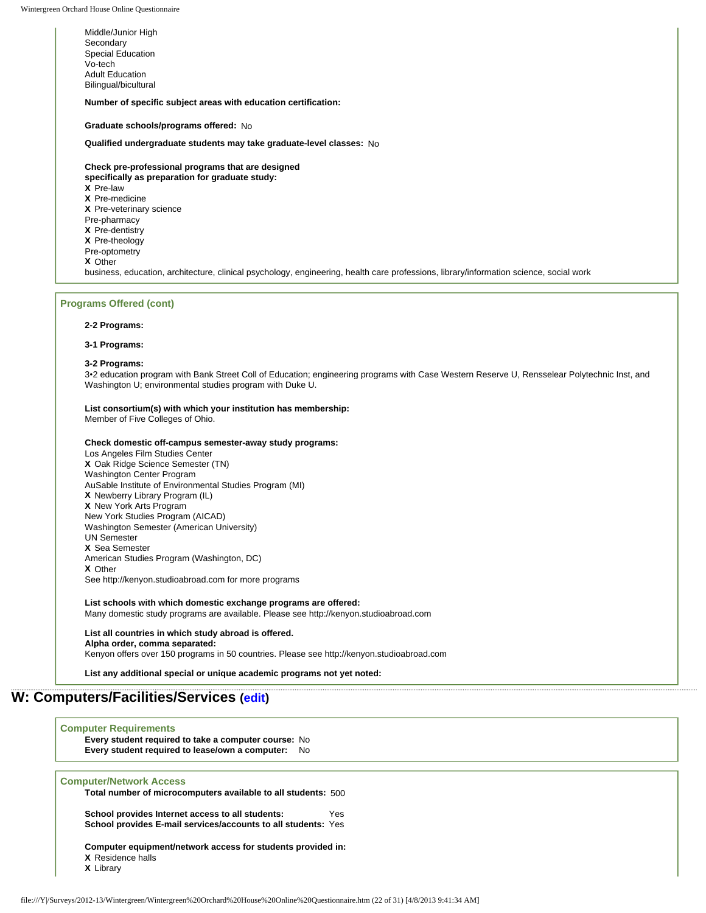Middle/Junior High
Secondary
Special Education
Vo-tech
Adult Education
Bilingual/bicultural

**Number of specific subject areas with education certification:**

**Graduate schools/programs offered:** No

**Qualified undergraduate students may take graduate-level classes:** No

**Check pre-professional programs that are designed specifically as preparation for graduate study:**
**X** Pre-law
**X** Pre-medicine
**X** Pre-veterinary science
Pre-pharmacy
**X** Pre-dentistry
**X** Pre-theology
Pre-optometry
**X** Other
business, education, architecture, clinical psychology, engineering, health care professions, library/information science, social work

### Programs Offered (cont)

**2-2 Programs:**

**3-1 Programs:**

**3-2 Programs:**
3•2 education program with Bank Street Coll of Education; engineering programs with Case Western Reserve U, Rensselear Polytechnic Inst, and Washington U; environmental studies program with Duke U.

**List consortium(s) with which your institution has membership:**
Member of Five Colleges of Ohio.

**Check domestic off-campus semester-away study programs:**
Los Angeles Film Studies Center
**X** Oak Ridge Science Semester (TN)
Washington Center Program
AuSable Institute of Environmental Studies Program (MI)
**X** Newberry Library Program (IL)
**X** New York Arts Program
New York Studies Program (AICAD)
Washington Semester (American University)
UN Semester
**X** Sea Semester
American Studies Program (Washington, DC)
**X** Other
See http://kenyon.studioabroad.com for more programs

**List schools with which domestic exchange programs are offered:**
Many domestic study programs are available. Please see http://kenyon.studioabroad.com

**List all countries in which study abroad is offered. Alpha order, comma separated:**
Kenyon offers over 150 programs in 50 countries. Please see http://kenyon.studioabroad.com

**List any additional special or unique academic programs not yet noted:**

## W: Computers/Facilities/Services (edit)

### Computer Requirements

**Every student required to take a computer course:** No
**Every student required to lease/own a computer:** No

### Computer/Network Access

**Total number of microcomputers available to all students:** 500

**School provides Internet access to all students:** Yes
**School provides E-mail services/accounts to all students:** Yes

**Computer equipment/network access for students provided in:**
**X** Residence halls
**X** Library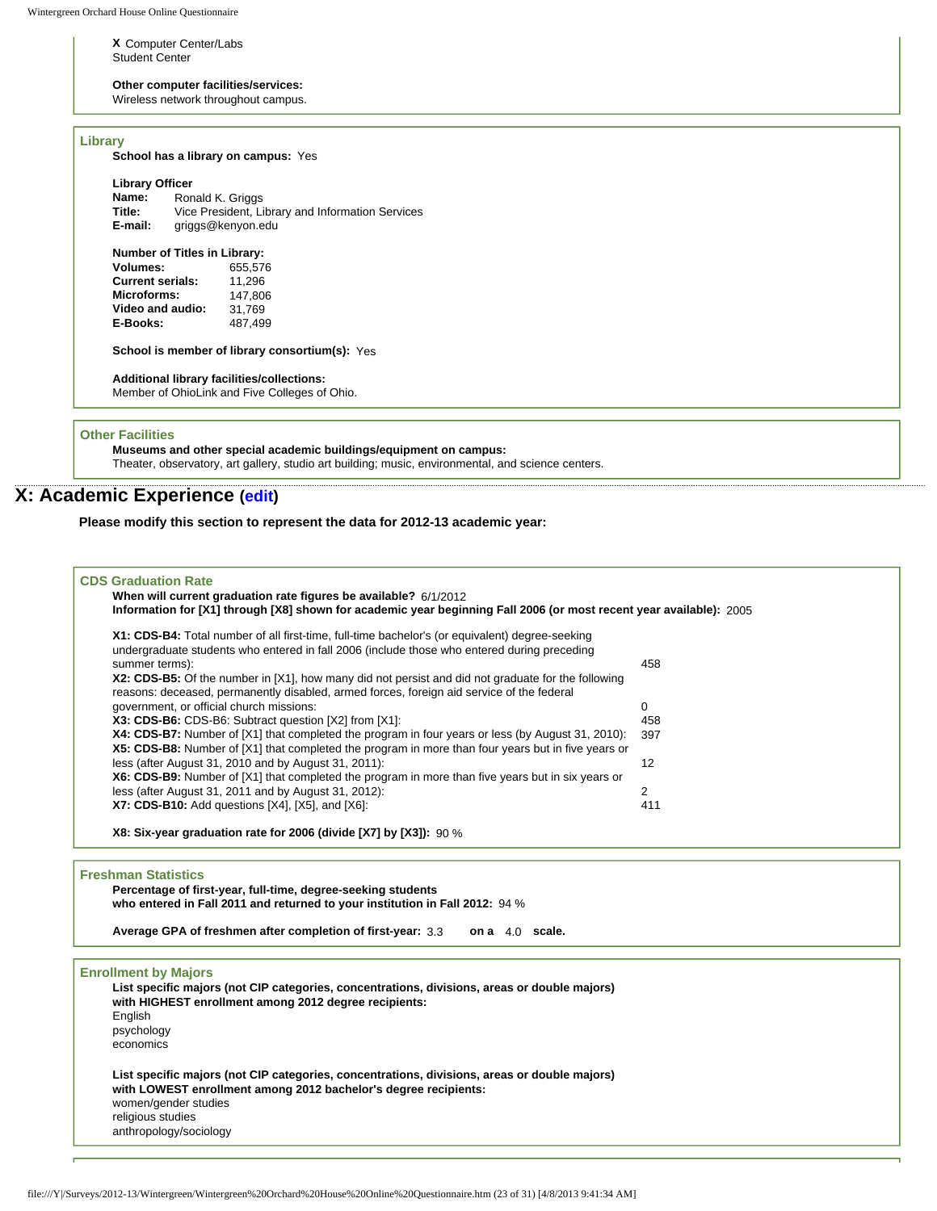**X** Computer Center/Labs
Student Center

**Other computer facilities/services:**
Wireless network throughout campus.

### Library

**School has a library on campus:** Yes

**Library Officer**

| | |
|---|---|
| **Name:** | Ronald K. Griggs |
| **Title:** | Vice President, Library and Information Services |
| **E-mail:** | griggs@kenyon.edu |

**Number of Titles in Library:**

| | |
|---|---|
| **Volumes:** | 655,576 |
| **Current serials:** | 11,296 |
| **Microforms:** | 147,806 |
| **Video and audio:** | 31,769 |
| **E-Books:** | 487,499 |

**School is member of library consortium(s):** Yes

**Additional library facilities/collections:**
Member of OhioLink and Five Colleges of Ohio.

### Other Facilities

**Museums and other special academic buildings/equipment on campus:**
Theater, observatory, art gallery, studio art building; music, environmental, and science centers.

## X: Academic Experience (edit)

**Please modify this section to represent the data for 2012-13 academic year:**

### CDS Graduation Rate

**When will current graduation rate figures be available?** 6/1/2012
**Information for [X1] through [X8] shown for academic year beginning Fall 2006 (or most recent year available):** 2005

| | |
|---|---|
| **X1: CDS-B4:** Total number of all first-time, full-time bachelor's (or equivalent) degree-seeking undergraduate students who entered in fall 2006 (include those who entered during preceding summer terms): | 458 |
| **X2: CDS-B5:** Of the number in [X1], how many did not persist and did not graduate for the following reasons: deceased, permanently disabled, armed forces, foreign aid service of the federal government, or official church missions: | 0 |
| **X3: CDS-B6:** CDS-B6: Subtract question [X2] from [X1]: | 458 |
| **X4: CDS-B7:** Number of [X1] that completed the program in four years or less (by August 31, 2010): | 397 |
| **X5: CDS-B8:** Number of [X1] that completed the program in more than four years but in five years or less (after August 31, 2010 and by August 31, 2011): | 12 |
| **X6: CDS-B9:** Number of [X1] that completed the program in more than five years but in six years or less (after August 31, 2011 and by August 31, 2012): | 2 |
| **X7: CDS-B10:** Add questions [X4], [X5], and [X6]: | 411 |

**X8: Six-year graduation rate for 2006 (divide [X7] by [X3]):** 90 %

### Freshman Statistics

**Percentage of first-year, full-time, degree-seeking students who entered in Fall 2011 and returned to your institution in Fall 2012:** 94 %

**Average GPA of freshmen after completion of first-year:** 3.3 **on a** 4.0 **scale.**

### Enrollment by Majors

**List specific majors (not CIP categories, concentrations, divisions, areas or double majors) with HIGHEST enrollment among 2012 degree recipients:**
English
psychology
economics

**List specific majors (not CIP categories, concentrations, divisions, areas or double majors) with LOWEST enrollment among 2012 bachelor's degree recipients:**
women/gender studies
religious studies
anthropology/sociology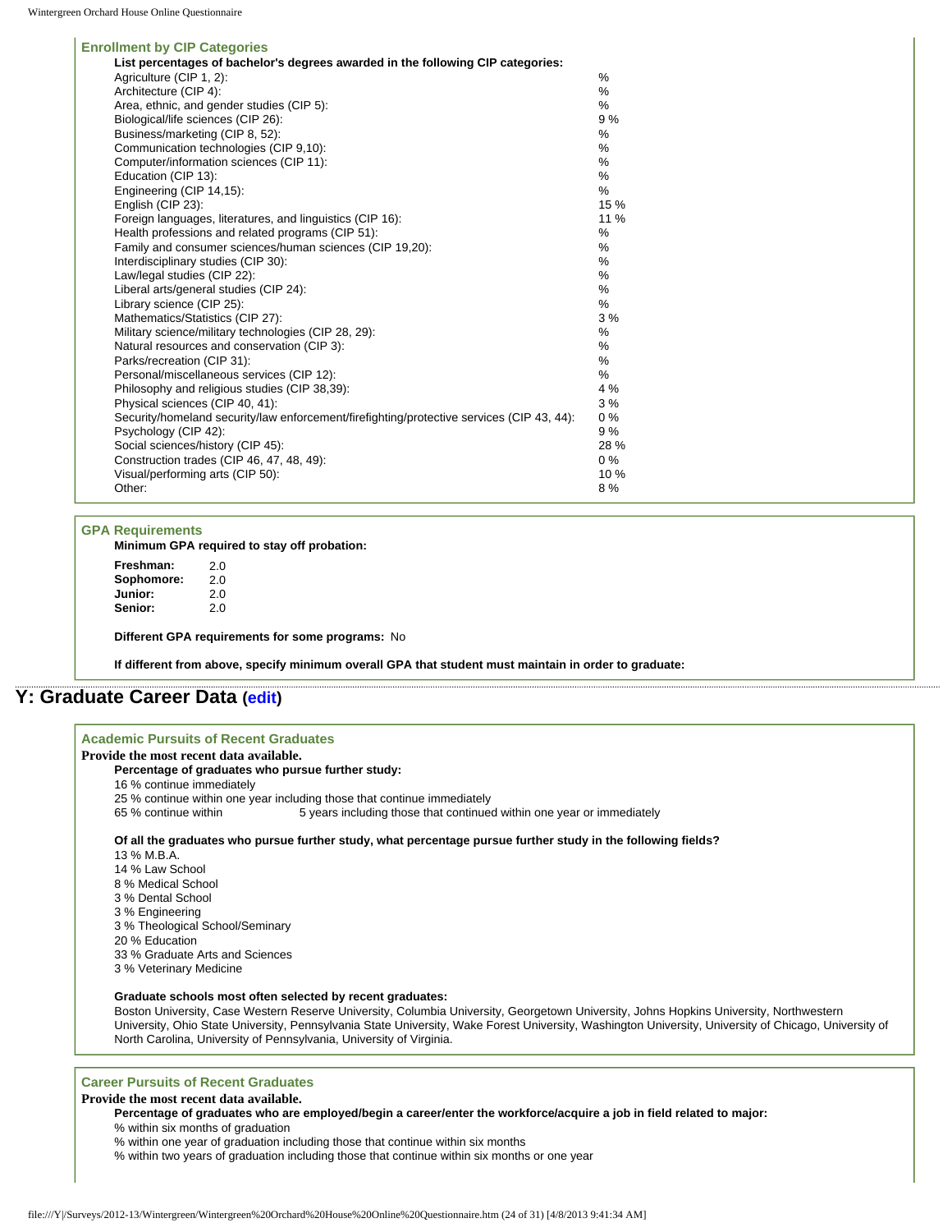### Enrollment by CIP Categories

**List percentages of bachelor's degrees awarded in the following CIP categories:**

| Category | Percentage |
|---|---|
| Agriculture (CIP 1, 2): | % |
| Architecture (CIP 4): | % |
| Area, ethnic, and gender studies (CIP 5): | % |
| Biological/life sciences (CIP 26): | 9 % |
| Business/marketing (CIP 8, 52): | % |
| Communication technologies (CIP 9,10): | % |
| Computer/information sciences (CIP 11): | % |
| Education (CIP 13): | % |
| Engineering (CIP 14,15): | % |
| English (CIP 23): | 15 % |
| Foreign languages, literatures, and linguistics (CIP 16): | 11 % |
| Health professions and related programs (CIP 51): | % |
| Family and consumer sciences/human sciences (CIP 19,20): | % |
| Interdisciplinary studies (CIP 30): | % |
| Law/legal studies (CIP 22): | % |
| Liberal arts/general studies (CIP 24): | % |
| Library science (CIP 25): | % |
| Mathematics/Statistics (CIP 27): | 3 % |
| Military science/military technologies (CIP 28, 29): | % |
| Natural resources and conservation (CIP 3): | % |
| Parks/recreation (CIP 31): | % |
| Personal/miscellaneous services (CIP 12): | % |
| Philosophy and religious studies (CIP 38,39): | 4 % |
| Physical sciences (CIP 40, 41): | 3 % |
| Security/homeland security/law enforcement/firefighting/protective services (CIP 43, 44): | 0 % |
| Psychology (CIP 42): | 9 % |
| Social sciences/history (CIP 45): | 28 % |
| Construction trades (CIP 46, 47, 48, 49): | 0 % |
| Visual/performing arts (CIP 50): | 10 % |
| Other: | 8 % |

### GPA Requirements

**Minimum GPA required to stay off probation:**

| | |
|---|---|
| **Freshman:** | 2.0 |
| **Sophomore:** | 2.0 |
| **Junior:** | 2.0 |
| **Senior:** | 2.0 |

**Different GPA requirements for some programs:** No

**If different from above, specify minimum overall GPA that student must maintain in order to graduate:**

## Y: Graduate Career Data (edit)

### Academic Pursuits of Recent Graduates

**Provide the most recent data available.**

**Percentage of graduates who pursue further study:**

16 % continue immediately
25 % continue within one year including those that continue immediately
65 % continue within 5 years including those that continued within one year or immediately

**Of all the graduates who pursue further study, what percentage pursue further study in the following fields?**

13 % M.B.A.
14 % Law School
8 % Medical School
3 % Dental School
3 % Engineering
3 % Theological School/Seminary
20 % Education
33 % Graduate Arts and Sciences
3 % Veterinary Medicine

**Graduate schools most often selected by recent graduates:**

Boston University, Case Western Reserve University, Columbia University, Georgetown University, Johns Hopkins University, Northwestern University, Ohio State University, Pennsylvania State University, Wake Forest University, Washington University, University of Chicago, University of North Carolina, University of Pennsylvania, University of Virginia.

### Career Pursuits of Recent Graduates

**Provide the most recent data available.**

**Percentage of graduates who are employed/begin a career/enter the workforce/acquire a job in field related to major:**

% within six months of graduation
% within one year of graduation including those that continue within six months
% within two years of graduation including those that continue within six months or one year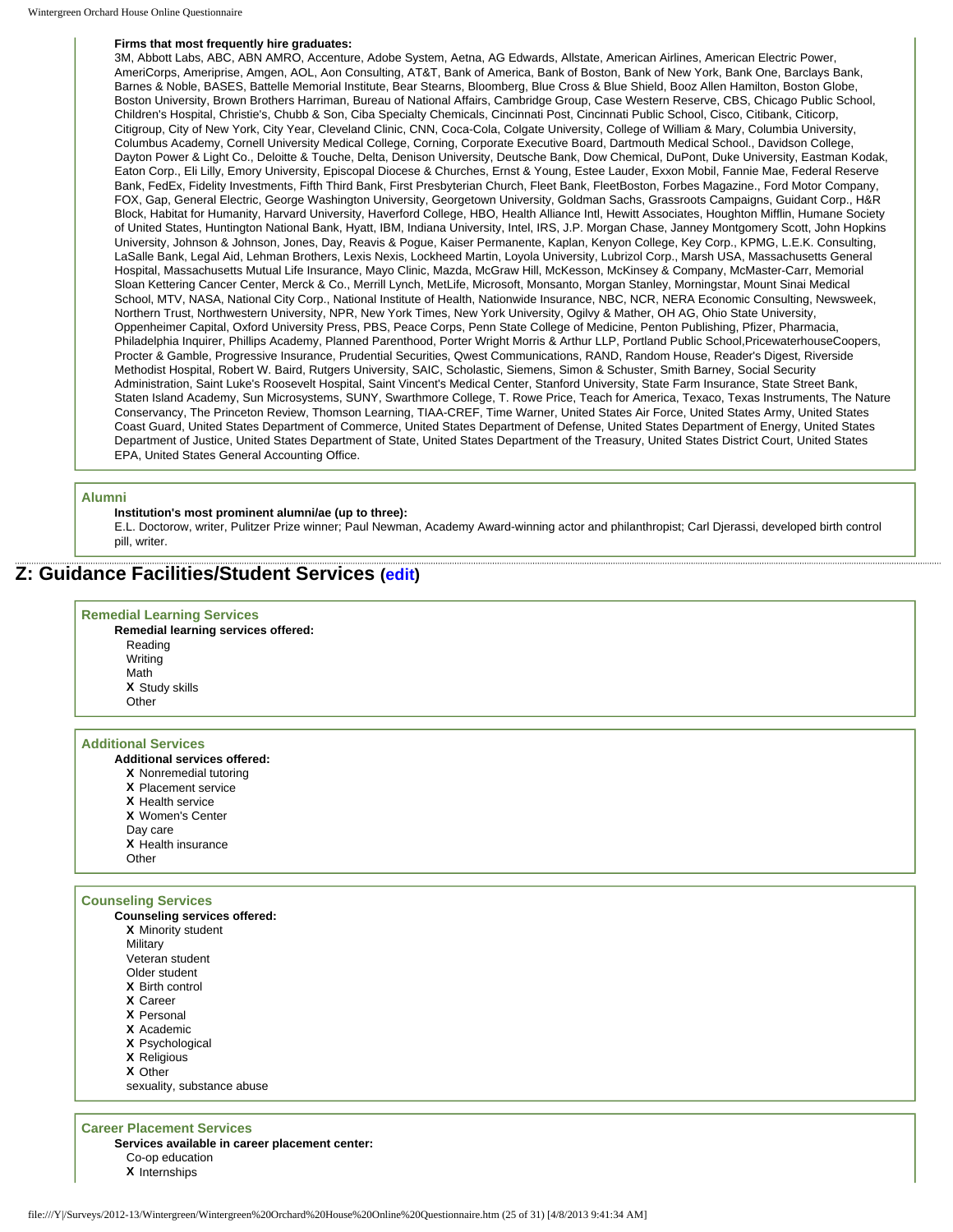**Firms that most frequently hire graduates:**

3M, Abbott Labs, ABC, ABN AMRO, Accenture, Adobe System, Aetna, AG Edwards, Allstate, American Airlines, American Electric Power, AmeriCorps, Ameriprise, Amgen, AOL, Aon Consulting, AT&T, Bank of America, Bank of Boston, Bank of New York, Bank One, Barclays Bank, Barnes & Noble, BASES, Battelle Memorial Institute, Bear Stearns, Bloomberg, Blue Cross & Blue Shield, Booz Allen Hamilton, Boston Globe, Boston University, Brown Brothers Harriman, Bureau of National Affairs, Cambridge Group, Case Western Reserve, CBS, Chicago Public School, Children's Hospital, Christie's, Chubb & Son, Ciba Specialty Chemicals, Cincinnati Post, Cincinnati Public School, Cisco, Citibank, Citicorp, Citigroup, City of New York, City Year, Cleveland Clinic, CNN, Coca-Cola, Colgate University, College of William & Mary, Columbia University, Columbus Academy, Cornell University Medical College, Corning, Corporate Executive Board, Dartmouth Medical School., Davidson College, Dayton Power & Light Co., Deloitte & Touche, Delta, Denison University, Deutsche Bank, Dow Chemical, DuPont, Duke University, Eastman Kodak, Eaton Corp., Eli Lilly, Emory University, Episcopal Diocese & Churches, Ernst & Young, Estee Lauder, Exxon Mobil, Fannie Mae, Federal Reserve Bank, FedEx, Fidelity Investments, Fifth Third Bank, First Presbyterian Church, Fleet Bank, FleetBoston, Forbes Magazine., Ford Motor Company, FOX, Gap, General Electric, George Washington University, Georgetown University, Goldman Sachs, Grassroots Campaigns, Guidant Corp., H&R Block, Habitat for Humanity, Harvard University, Haverford College, HBO, Health Alliance Intl, Hewitt Associates, Houghton Mifflin, Humane Society of United States, Huntington National Bank, Hyatt, IBM, Indiana University, Intel, IRS, J.P. Morgan Chase, Janney Montgomery Scott, John Hopkins University, Johnson & Johnson, Jones, Day, Reavis & Pogue, Kaiser Permanente, Kaplan, Kenyon College, Key Corp., KPMG, L.E.K. Consulting, LaSalle Bank, Legal Aid, Lehman Brothers, Lexis Nexis, Lockheed Martin, Loyola University, Lubrizol Corp., Marsh USA, Massachusetts General Hospital, Massachusetts Mutual Life Insurance, Mayo Clinic, Mazda, McGraw Hill, McKesson, McKinsey & Company, McMaster-Carr, Memorial Sloan Kettering Cancer Center, Merck & Co., Merrill Lynch, MetLife, Microsoft, Monsanto, Morgan Stanley, Morningstar, Mount Sinai Medical School, MTV, NASA, National City Corp., National Institute of Health, Nationwide Insurance, NBC, NCR, NERA Economic Consulting, Newsweek, Northern Trust, Northwestern University, NPR, New York Times, New York University, Ogilvy & Mather, OH AG, Ohio State University, Oppenheimer Capital, Oxford University Press, PBS, Peace Corps, Penn State College of Medicine, Penton Publishing, Pfizer, Pharmacia, Philadelphia Inquirer, Phillips Academy, Planned Parenthood, Porter Wright Morris & Arthur LLP, Portland Public School,PricewaterhouseCoopers, Procter & Gamble, Progressive Insurance, Prudential Securities, Qwest Communications, RAND, Random House, Reader's Digest, Riverside Methodist Hospital, Robert W. Baird, Rutgers University, SAIC, Scholastic, Siemens, Simon & Schuster, Smith Barney, Social Security Administration, Saint Luke's Roosevelt Hospital, Saint Vincent's Medical Center, Stanford University, State Farm Insurance, State Street Bank, Staten Island Academy, Sun Microsystems, SUNY, Swarthmore College, T. Rowe Price, Teach for America, Texaco, Texas Instruments, The Nature Conservancy, The Princeton Review, Thomson Learning, TIAA-CREF, Time Warner, United States Air Force, United States Army, United States Coast Guard, United States Department of Commerce, United States Department of Defense, United States Department of Energy, United States Department of Justice, United States Department of State, United States Department of the Treasury, United States District Court, United States EPA, United States General Accounting Office.

### Alumni

**Institution's most prominent alumni/ae (up to three):**

E.L. Doctorow, writer, Pulitzer Prize winner; Paul Newman, Academy Award-winning actor and philanthropist; Carl Djerassi, developed birth control pill, writer.

## Z: Guidance Facilities/Student Services (edit)

### Remedial Learning Services

**Remedial learning services offered:**

- Reading
- Writing
- Math
- X Study skills
- Other

### Additional Services

**Additional services offered:**

- X Nonremedial tutoring
- X Placement service
- X Health service
- X Women's Center
- Day care
- X Health insurance
- Other

### Counseling Services

**Counseling services offered:**

- X Minority student
- Military
- Veteran student
- Older student
- X Birth control
- X Career
- X Personal
- X Academic
- X Psychological
- X Religious
- X Other

sexuality, substance abuse

### Career Placement Services

**Services available in career placement center:**

- Co-op education
- X Internships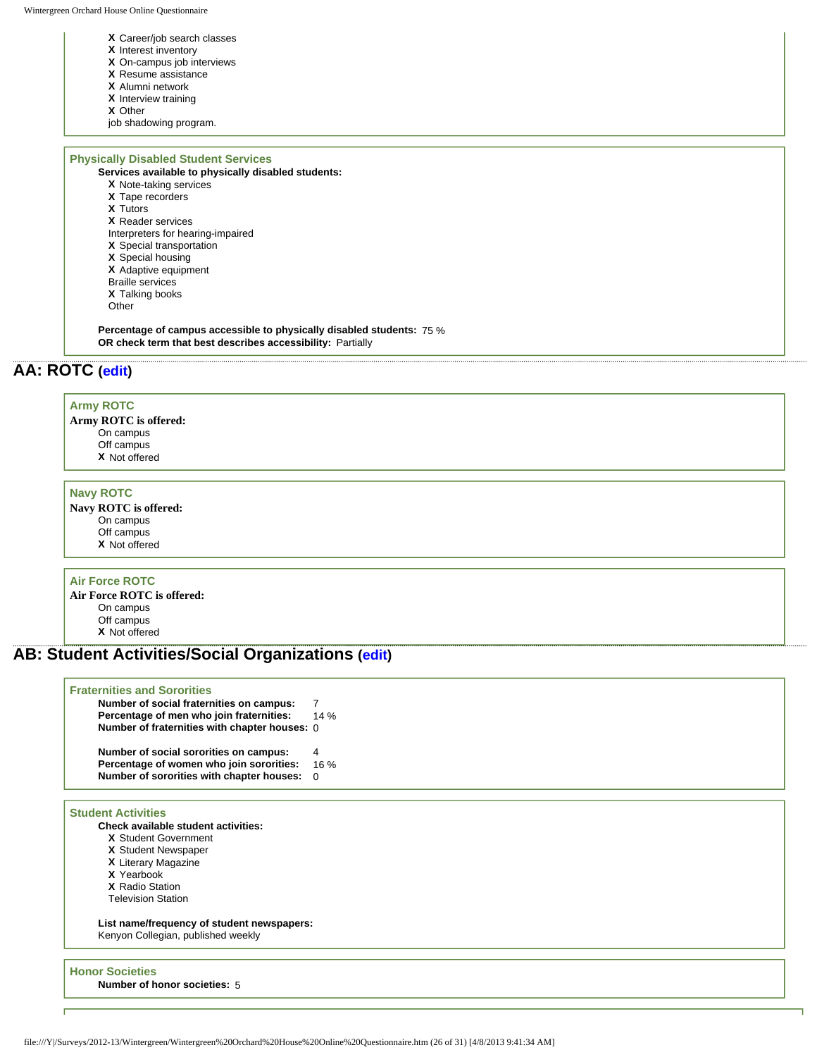- **X** Career/job search classes
- **X** Interest inventory
- **X** On-campus job interviews
- **X** Resume assistance
- **X** Alumni network
- **X** Interview training
- **X** Other

job shadowing program.

### Physically Disabled Student Services

**Services available to physically disabled students:**

- **X** Note-taking services
- **X** Tape recorders
- **X** Tutors
- **X** Reader services
- Interpreters for hearing-impaired
- **X** Special transportation
- **X** Special housing
- **X** Adaptive equipment
- Braille services
- **X** Talking books
- Other

**Percentage of campus accessible to physically disabled students:** 75 %

**OR check term that best describes accessibility:** Partially

## AA: ROTC (edit)

### Army ROTC

**Army ROTC is offered:**

- On campus
- Off campus
- **X** Not offered

### Navy ROTC

**Navy ROTC is offered:**

- On campus
- Off campus
- **X** Not offered

### Air Force ROTC

**Air Force ROTC is offered:**

- On campus
- Off campus
- **X** Not offered

## AB: Student Activities/Social Organizations (edit)

### Fraternities and Sororities

**Number of social fraternities on campus:** 7
**Percentage of men who join fraternities:** 14 %
**Number of fraternities with chapter houses:** 0

**Number of social sororities on campus:** 4
**Percentage of women who join sororities:** 16 %
**Number of sororities with chapter houses:** 0

### Student Activities

**Check available student activities:**

- **X** Student Government
- **X** Student Newspaper
- **X** Literary Magazine
- **X** Yearbook
- **X** Radio Station
- Television Station

**List name/frequency of student newspapers:**
Kenyon Collegian, published weekly

### Honor Societies

**Number of honor societies:** 5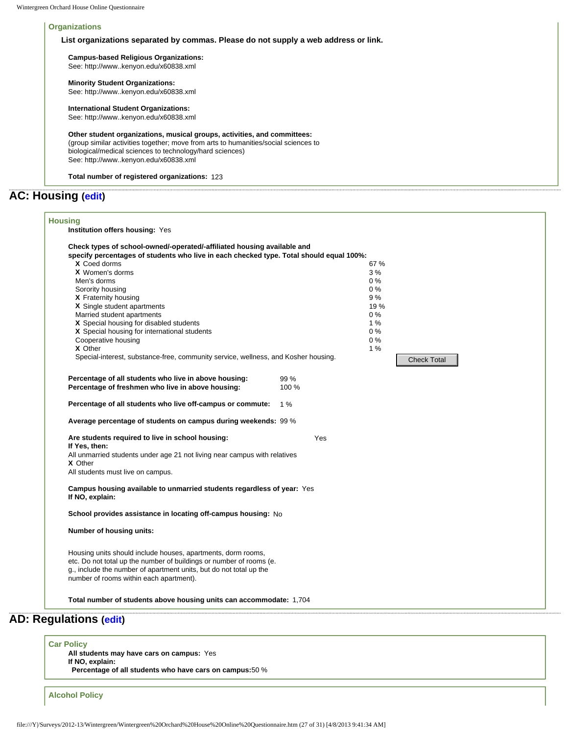### Organizations

**List organizations separated by commas. Please do not supply a web address or link.**

**Campus-based Religious Organizations:**
See: http://www..kenyon.edu/x60838.xml

**Minority Student Organizations:**
See: http://www..kenyon.edu/x60838.xml

**International Student Organizations:**
See: http://www..kenyon.edu/x60838.xml

**Other student organizations, musical groups, activities, and committees:**
(group similar activities together; move from arts to humanities/social sciences to biological/medical sciences to technology/hard sciences)
See: http://www..kenyon.edu/x60838.xml

**Total number of registered organizations:** 123

## AC: Housing (edit)

### Housing

**Institution offers housing:** Yes

**Check types of school-owned/-operated/-affiliated housing available and specify percentages of students who live in each checked type. Total should equal 100%:**

| | Type | % |
|---|---|---|
| X | Coed dorms | 67 % |
| X | Women's dorms | 3 % |
| | Men's dorms | 0 % |
| | Sorority housing | 0 % |
| X | Fraternity housing | 9 % |
| X | Single student apartments | 19 % |
| | Married student apartments | 0 % |
| X | Special housing for disabled students | 1 % |
| X | Special housing for international students | 0 % |
| | Cooperative housing | 0 % |
| X | Other | 1 % |

Special-interest, substance-free, community service, wellness, and Kosher housing.

Check Total

**Percentage of all students who live in above housing:** 99 %
**Percentage of freshmen who live in above housing:** 100 %

**Percentage of all students who live off-campus or commute:** 1 %

**Average percentage of students on campus during weekends:** 99 %

**Are students required to live in school housing:** Yes
**If Yes, then:**
All unmarried students under age 21 not living near campus with relatives
**X** Other
All students must live on campus.

**Campus housing available to unmarried students regardless of year:** Yes
**If NO, explain:**

**School provides assistance in locating off-campus housing:** No

**Number of housing units:**

Housing units should include houses, apartments, dorm rooms, etc. Do not total up the number of buildings or number of rooms (e. g., include the number of apartment units, but do not total up the number of rooms within each apartment).

**Total number of students above housing units can accommodate:** 1,704

## AD: Regulations (edit)

### Car Policy

**All students may have cars on campus:** Yes
**If NO, explain:**
**Percentage of all students who have cars on campus:** 50 %

### Alcohol Policy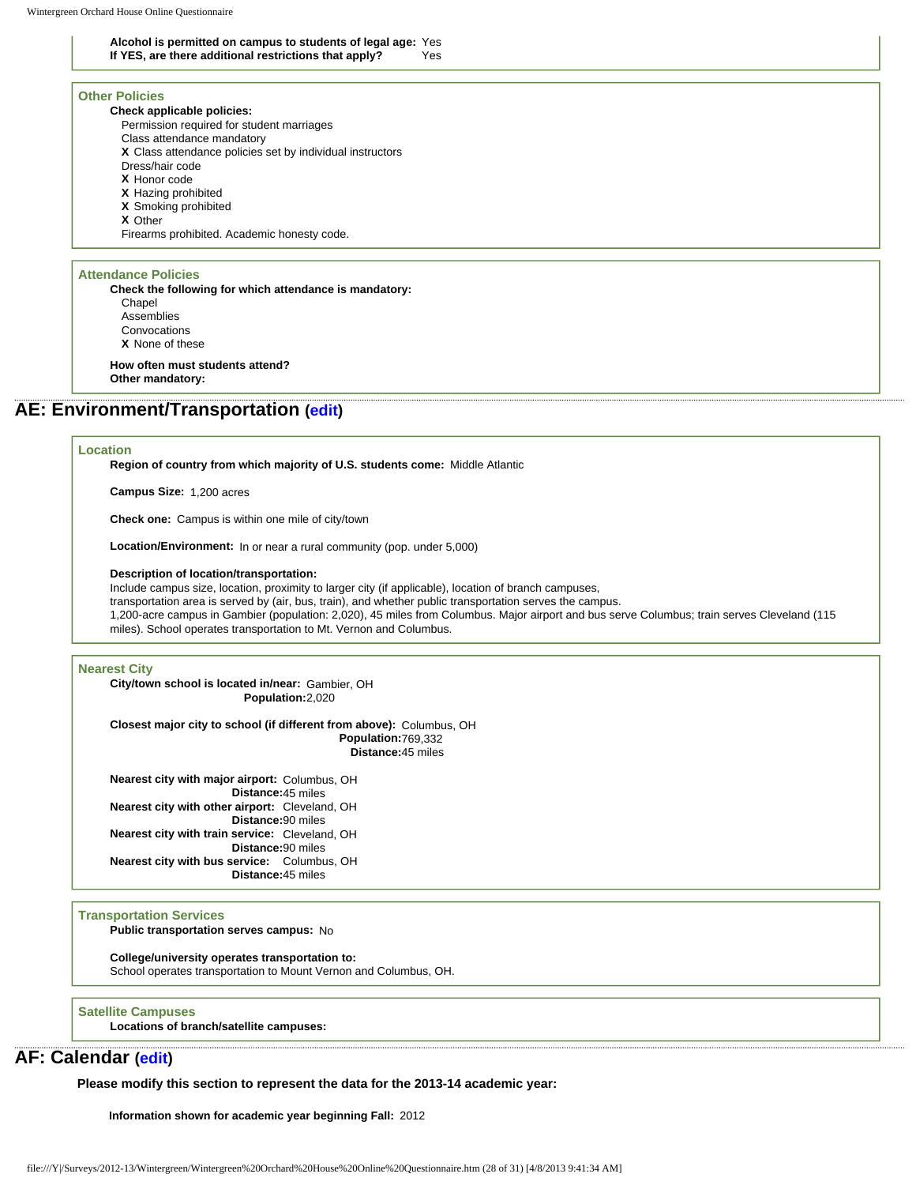**Alcohol is permitted on campus to students of legal age:** Yes
**If YES, are there additional restrictions that apply?** Yes

### Other Policies

**Check applicable policies:**

- Permission required for student marriages
- Class attendance mandatory
- **X** Class attendance policies set by individual instructors
- Dress/hair code
- **X** Honor code
- **X** Hazing prohibited
- **X** Smoking prohibited
- **X** Other

Firearms prohibited. Academic honesty code.

### Attendance Policies

**Check the following for which attendance is mandatory:**

- Chapel
- Assemblies
- Convocations
- **X** None of these

**How often must students attend?**
**Other mandatory:**

## AE: Environment/Transportation (edit)

### Location

**Region of country from which majority of U.S. students come:** Middle Atlantic

**Campus Size:** 1,200 acres

**Check one:** Campus is within one mile of city/town

**Location/Environment:** In or near a rural community (pop. under 5,000)

**Description of location/transportation:**
Include campus size, location, proximity to larger city (if applicable), location of branch campuses, transportation area is served by (air, bus, train), and whether public transportation serves the campus.
1,200-acre campus in Gambier (population: 2,020), 45 miles from Columbus. Major airport and bus serve Columbus; train serves Cleveland (115 miles). School operates transportation to Mt. Vernon and Columbus.

### Nearest City

**City/town school is located in/near:** Gambier, OH
**Population:** 2,020

**Closest major city to school (if different from above):** Columbus, OH
**Population:** 769,332
**Distance:** 45 miles

**Nearest city with major airport:** Columbus, OH
**Distance:** 45 miles
**Nearest city with other airport:** Cleveland, OH
**Distance:** 90 miles
**Nearest city with train service:** Cleveland, OH
**Distance:** 90 miles
**Nearest city with bus service:** Columbus, OH
**Distance:** 45 miles

### Transportation Services

**Public transportation serves campus:** No

**College/university operates transportation to:**
School operates transportation to Mount Vernon and Columbus, OH.

### Satellite Campuses

**Locations of branch/satellite campuses:**

## AF: Calendar (edit)

**Please modify this section to represent the data for the 2013-14 academic year:**

**Information shown for academic year beginning Fall:** 2012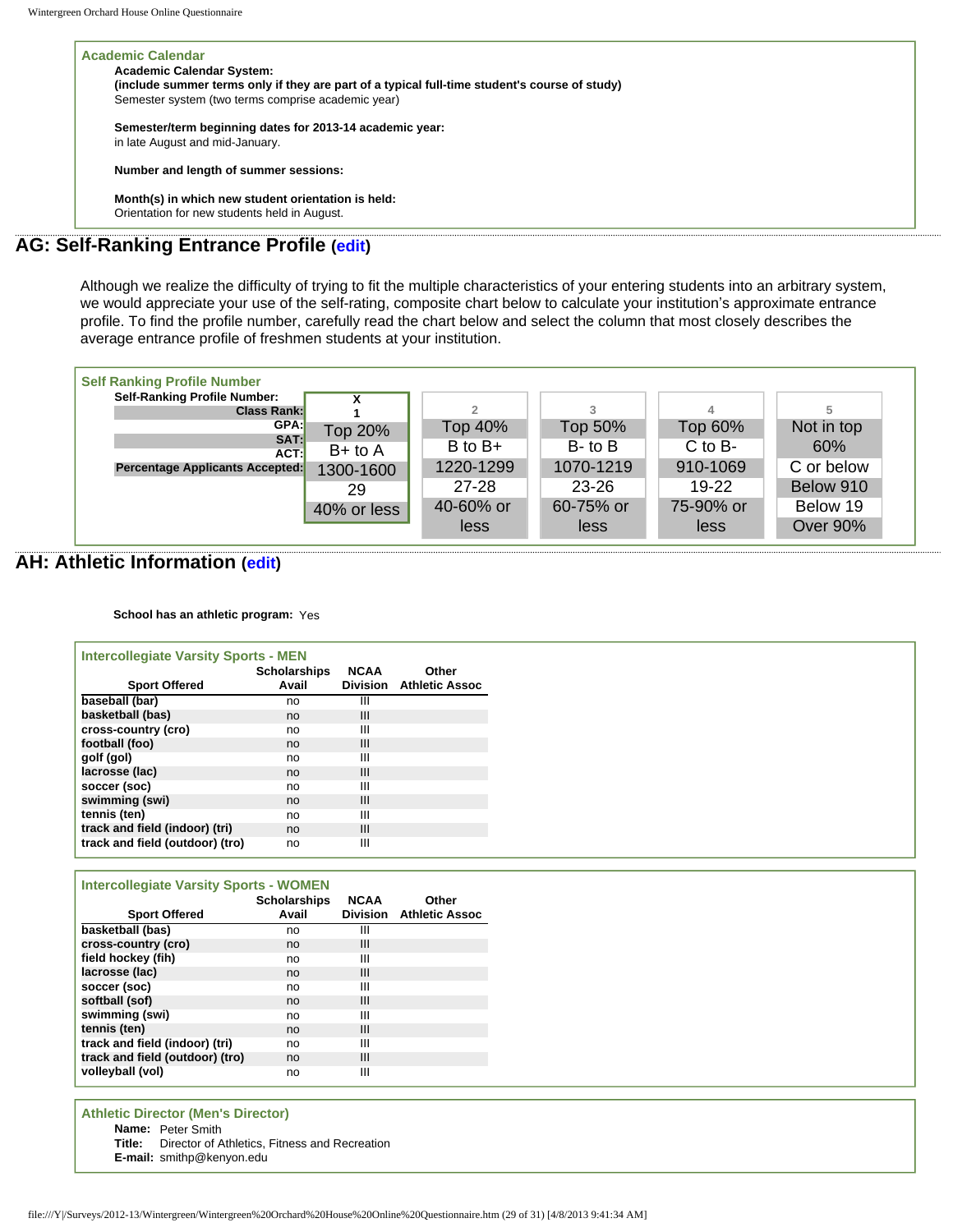### Academic Calendar

**Academic Calendar System:**
**(include summer terms only if they are part of a typical full-time student's course of study)**
Semester system (two terms comprise academic year)

**Semester/term beginning dates for 2013-14 academic year:**
in late August and mid-January.

**Number and length of summer sessions:**

**Month(s) in which new student orientation is held:**
Orientation for new students held in August.

## AG: Self-Ranking Entrance Profile (edit)

Although we realize the difficulty of trying to fit the multiple characteristics of your entering students into an arbitrary system, we would appreciate your use of the self-rating, composite chart below to calculate your institution's approximate entrance profile. To find the profile number, carefully read the chart below and select the column that most closely describes the average entrance profile of freshmen students at your institution.

### Self Ranking Profile Number

| Self-Ranking Profile Number: | X 1 | 2 | 3 | 4 | 5 |
|---|---|---|---|---|---|
| Class Rank: | Top 20% | Top 40% | Top 50% | Top 60% | Not in top 60% |
| GPA: | B+ to A | B to B+ | B- to B | C to B- | C or below |
| SAT: | 1300-1600 | 1220-1299 | 1070-1219 | 910-1069 | Below 910 |
| ACT: | 29 | 27-28 | 23-26 | 19-22 | Below 19 |
| Percentage Applicants Accepted: | 40% or less | 40-60% or less | 60-75% or less | 75-90% or less | Over 90% |

## AH: Athletic Information (edit)

**School has an athletic program:** Yes

### Intercollegiate Varsity Sports - MEN

| Sport Offered | Scholarships Avail | NCAA Division | Other Athletic Assoc |
|---|---|---|---|
| **baseball (bar)** | no | III | |
| **basketball (bas)** | no | III | |
| **cross-country (cro)** | no | III | |
| **football (foo)** | no | III | |
| **golf (gol)** | no | III | |
| **lacrosse (lac)** | no | III | |
| **soccer (soc)** | no | III | |
| **swimming (swi)** | no | III | |
| **tennis (ten)** | no | III | |
| **track and field (indoor) (tri)** | no | III | |
| **track and field (outdoor) (tro)** | no | III | |

### Intercollegiate Varsity Sports - WOMEN

| Sport Offered | Scholarships Avail | NCAA Division | Other Athletic Assoc |
|---|---|---|---|
| **basketball (bas)** | no | III | |
| **cross-country (cro)** | no | III | |
| **field hockey (fih)** | no | III | |
| **lacrosse (lac)** | no | III | |
| **soccer (soc)** | no | III | |
| **softball (sof)** | no | III | |
| **swimming (swi)** | no | III | |
| **tennis (ten)** | no | III | |
| **track and field (indoor) (tri)** | no | III | |
| **track and field (outdoor) (tro)** | no | III | |
| **volleyball (vol)** | no | III | |

### Athletic Director (Men's Director)

**Name:** Peter Smith
**Title:** Director of Athletics, Fitness and Recreation
**E-mail:** smithp@kenyon.edu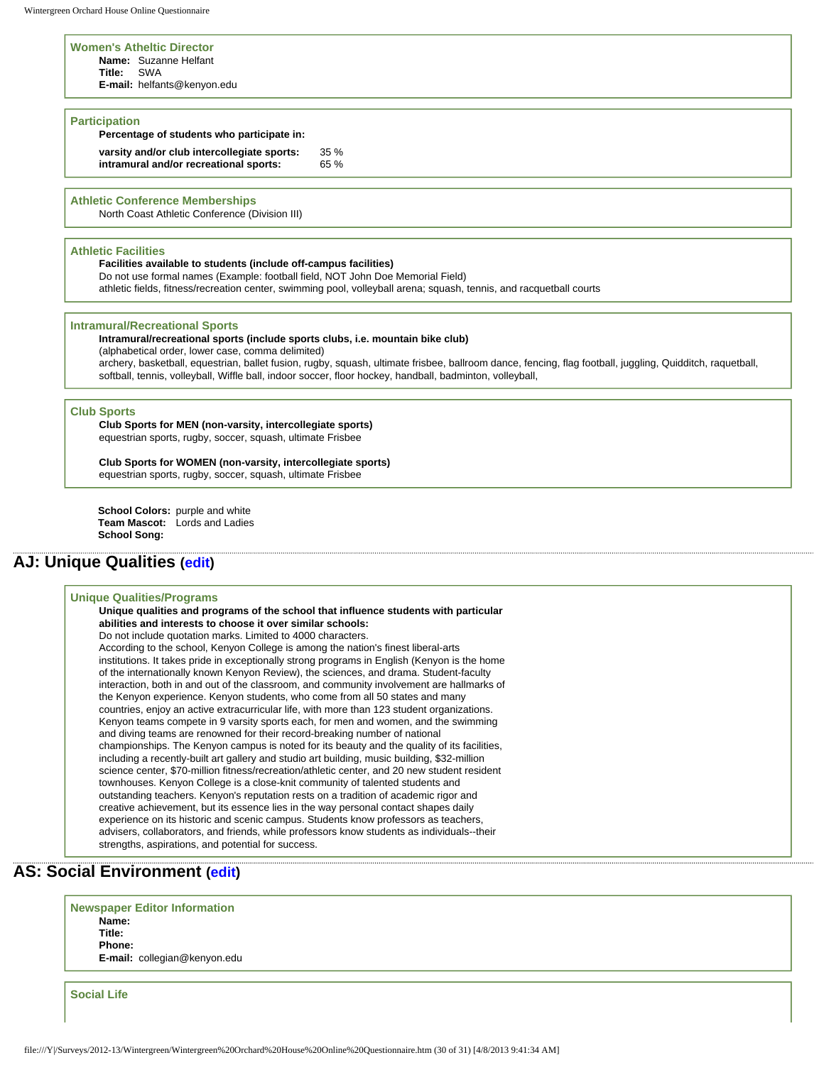### Women's Atheltic Director

**Name:** Suzanne Helfant
**Title:** SWA
**E-mail:** helfants@kenyon.edu

### Participation

**Percentage of students who participate in:**

**varsity and/or club intercollegiate sports:** 35 %
**intramural and/or recreational sports:** 65 %

### Athletic Conference Memberships

North Coast Athletic Conference (Division III)

### Athletic Facilities

**Facilities available to students (include off-campus facilities)**
Do not use formal names (Example: football field, NOT John Doe Memorial Field)
athletic fields, fitness/recreation center, swimming pool, volleyball arena; squash, tennis, and racquetball courts

### Intramural/Recreational Sports

**Intramural/recreational sports (include sports clubs, i.e. mountain bike club)**
(alphabetical order, lower case, comma delimited)
archery, basketball, equestrian, ballet fusion, rugby, squash, ultimate frisbee, ballroom dance, fencing, flag football, juggling, Quidditch, raquetball, softball, tennis, volleyball, Wiffle ball, indoor soccer, floor hockey, handball, badminton, volleyball,

### Club Sports

**Club Sports for MEN (non-varsity, intercollegiate sports)**
equestrian sports, rugby, soccer, squash, ultimate Frisbee

**Club Sports for WOMEN (non-varsity, intercollegiate sports)**
equestrian sports, rugby, soccer, squash, ultimate Frisbee

**School Colors:** purple and white
**Team Mascot:** Lords and Ladies
**School Song:**

## AJ: Unique Qualities (edit)

### Unique Qualities/Programs

**Unique qualities and programs of the school that influence students with particular abilities and interests to choose it over similar schools:**
Do not include quotation marks. Limited to 4000 characters.
According to the school, Kenyon College is among the nation's finest liberal-arts institutions. It takes pride in exceptionally strong programs in English (Kenyon is the home of the internationally known Kenyon Review), the sciences, and drama. Student-faculty interaction, both in and out of the classroom, and community involvement are hallmarks of the Kenyon experience. Kenyon students, who come from all 50 states and many countries, enjoy an active extracurricular life, with more than 123 student organizations. Kenyon teams compete in 9 varsity sports each, for men and women, and the swimming and diving teams are renowned for their record-breaking number of national championships. The Kenyon campus is noted for its beauty and the quality of its facilities, including a recently-built art gallery and studio art building, music building, $32-million science center, $70-million fitness/recreation/athletic center, and 20 new student resident townhouses. Kenyon College is a close-knit community of talented students and outstanding teachers. Kenyon's reputation rests on a tradition of academic rigor and creative achievement, but its essence lies in the way personal contact shapes daily experience on its historic and scenic campus. Students know professors as teachers, advisers, collaborators, and friends, while professors know students as individuals--their strengths, aspirations, and potential for success.

## AS: Social Environment (edit)

### Newspaper Editor Information

**Name:**
**Title:**
**Phone:**
**E-mail:** collegian@kenyon.edu

### Social Life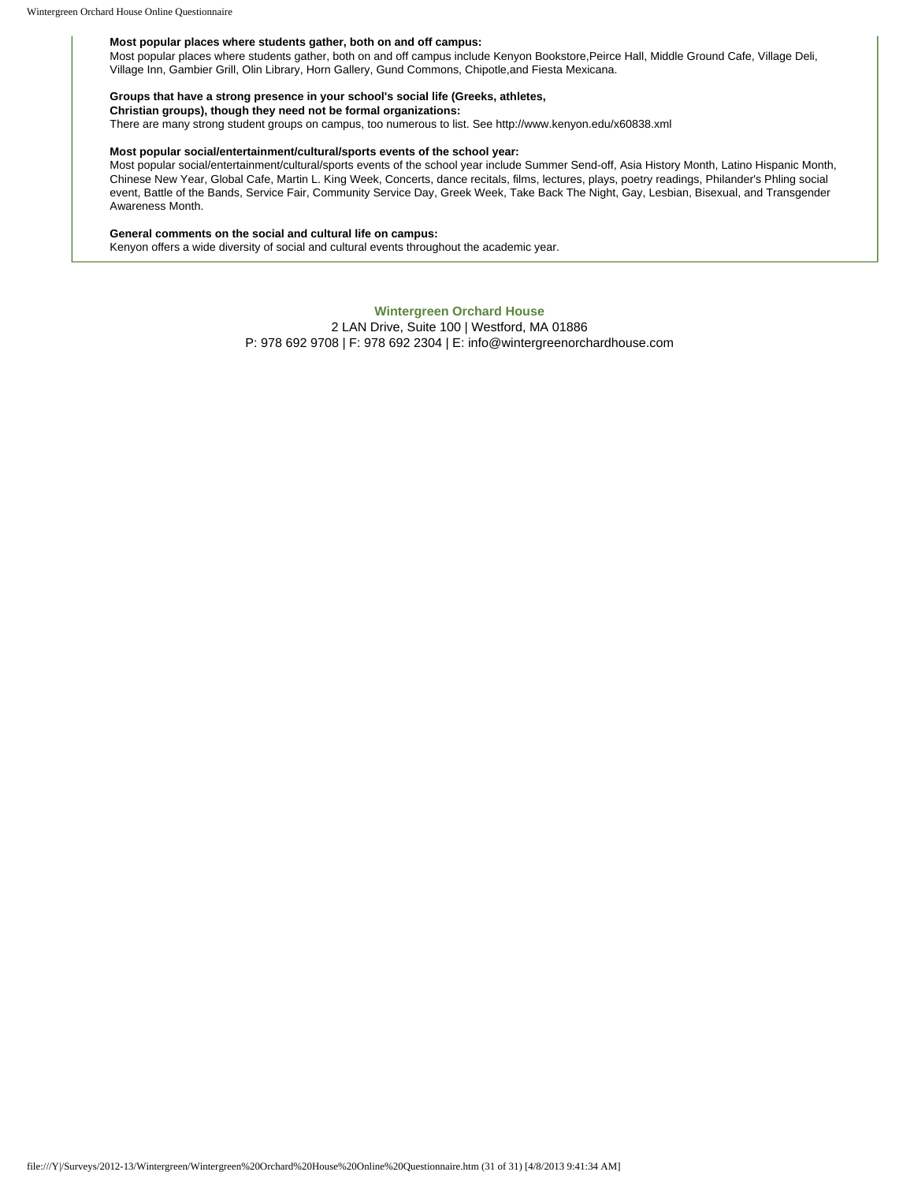**Most popular places where students gather, both on and off campus:**

Most popular places where students gather, both on and off campus include Kenyon Bookstore,Peirce Hall, Middle Ground Cafe, Village Deli, Village Inn, Gambier Grill, Olin Library, Horn Gallery, Gund Commons, Chipotle,and Fiesta Mexicana.

**Groups that have a strong presence in your school's social life (Greeks, athletes, Christian groups), though they need not be formal organizations:**

There are many strong student groups on campus, too numerous to list. See http://www.kenyon.edu/x60838.xml

**Most popular social/entertainment/cultural/sports events of the school year:**

Most popular social/entertainment/cultural/sports events of the school year include Summer Send-off, Asia History Month, Latino Hispanic Month, Chinese New Year, Global Cafe, Martin L. King Week, Concerts, dance recitals, films, lectures, plays, poetry readings, Philander's Phling social event, Battle of the Bands, Service Fair, Community Service Day, Greek Week, Take Back The Night, Gay, Lesbian, Bisexual, and Transgender Awareness Month.

**General comments on the social and cultural life on campus:**

Kenyon offers a wide diversity of social and cultural events throughout the academic year.

**Wintergreen Orchard House**

2 LAN Drive, Suite 100 | Westford, MA 01886

P: 978 692 9708 | F: 978 692 2304 | E: info@wintergreenorchardhouse.com